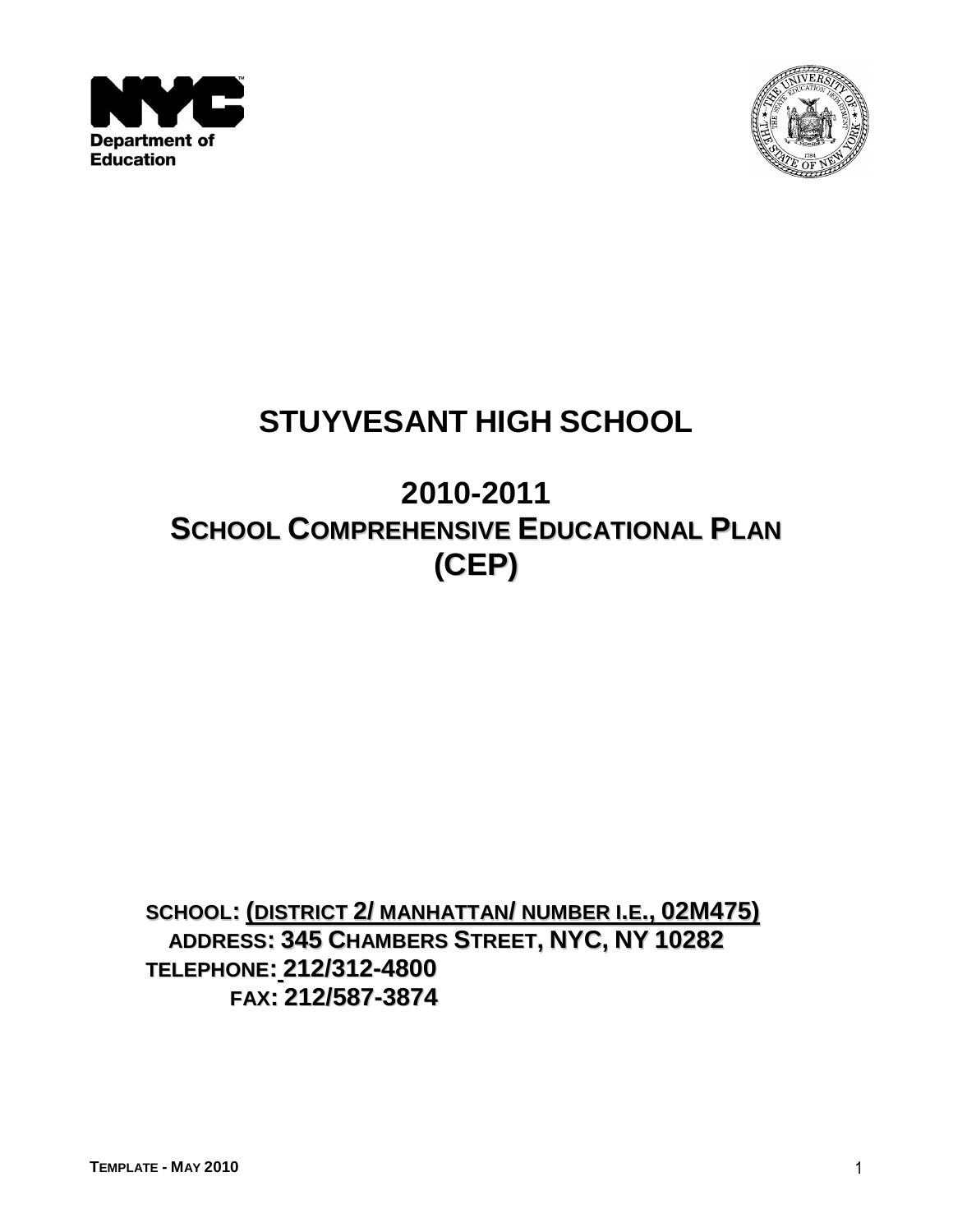NYC Department of Education

# STUYVESANT HIGH SCHOOL

## 2010-2011
## SCHOOL COMPREHENSIVE EDUCATIONAL PLAN (CEP)

**SCHOOL: (DISTRICT 2/ MANHATTAN/ NUMBER I.E., 02M475)**
**ADDRESS: 345 CHAMBERS STREET, NYC, NY 10282**
**TELEPHONE: 212/312-4800**
**FAX: 212/587-3874**

**TEMPLATE - MAY 2010**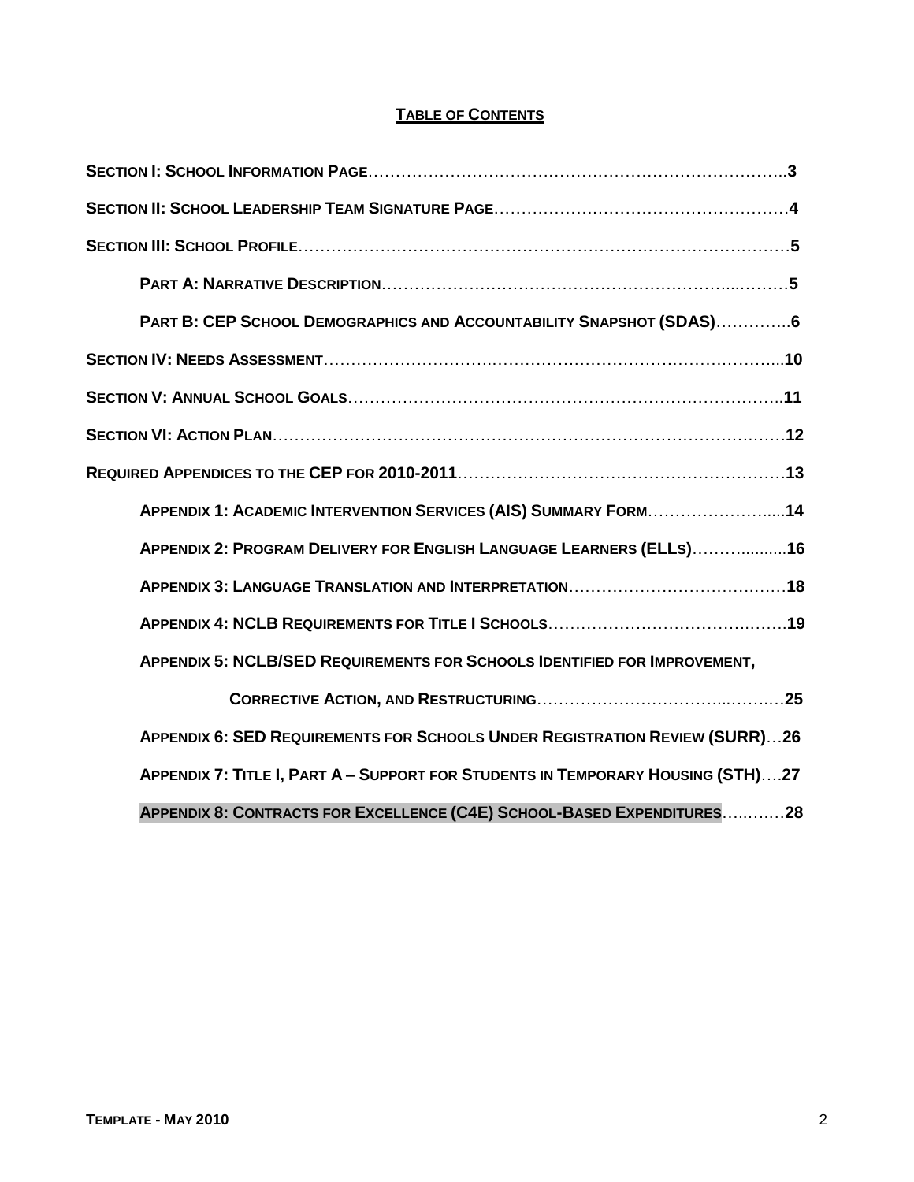## TABLE OF CONTENTS

**SECTION I: SCHOOL INFORMATION PAGE**……………………………………………………………………….3

**SECTION II: SCHOOL LEADERSHIP TEAM SIGNATURE PAGE**………………………………………………4

**SECTION III: SCHOOL PROFILE**…………………………………………………………………………………5

- **PART A: NARRATIVE DESCRIPTION**…………………………………………………………...………5
- **PART B: CEP SCHOOL DEMOGRAPHICS AND ACCOUNTABILITY SNAPSHOT (SDAS)**…………..6

**SECTION IV: NEEDS ASSESSMENT**……………………………………………………………………...10

**SECTION V: ANNUAL SCHOOL GOALS**…………………………………………………………………..11

**SECTION VI: ACTION PLAN**………………………………………………………………………………12

**REQUIRED APPENDICES TO THE CEP FOR 2010-2011**……………………………………………………13

- **APPENDIX 1: ACADEMIC INTERVENTION SERVICES (AIS) SUMMARY FORM**…………………….....14
- **APPENDIX 2: PROGRAM DELIVERY FOR ENGLISH LANGUAGE LEARNERS (ELLS)**……….........16
- **APPENDIX 3: LANGUAGE TRANSLATION AND INTERPRETATION**…………………………………18
- **APPENDIX 4: NCLB REQUIREMENTS FOR TITLE I SCHOOLS**………………………………………19
- **APPENDIX 5: NCLB/SED REQUIREMENTS FOR SCHOOLS IDENTIFIED FOR IMPROVEMENT, CORRECTIVE ACTION, AND RESTRUCTURING**…………………………..……….25
- **APPENDIX 6: SED REQUIREMENTS FOR SCHOOLS UNDER REGISTRATION REVIEW (SURR)**…26
- **APPENDIX 7: TITLE I, PART A – SUPPORT FOR STUDENTS IN TEMPORARY HOUSING (STH)**….27
- **APPENDIX 8: CONTRACTS FOR EXCELLENCE (C4E) SCHOOL-BASED EXPENDITURES**….……28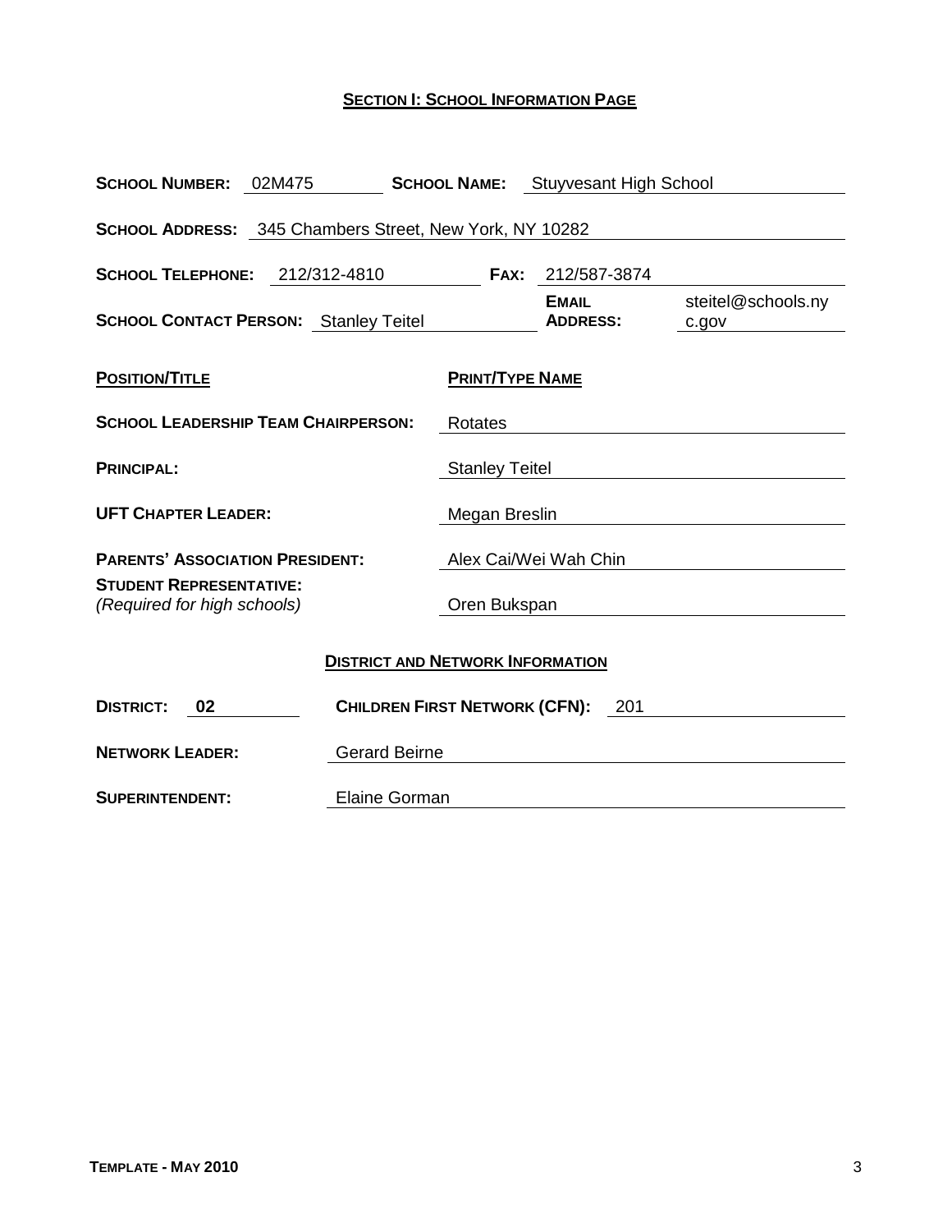## SECTION I: SCHOOL INFORMATION PAGE

**SCHOOL NUMBER:** 02M475 **SCHOOL NAME:** Stuyvesant High School

**SCHOOL ADDRESS:** 345 Chambers Street, New York, NY 10282

**SCHOOL TELEPHONE:** 212/312-4810 **FAX:** 212/587-3874

**SCHOOL CONTACT PERSON:** Stanley Teitel **EMAIL ADDRESS:** steitel@schools.nyc.gov

| POSITION/TITLE | PRINT/TYPE NAME |
|---|---|
| **SCHOOL LEADERSHIP TEAM CHAIRPERSON:** | Rotates |
| **PRINCIPAL:** | Stanley Teitel |
| **UFT CHAPTER LEADER:** | Megan Breslin |
| **PARENTS' ASSOCIATION PRESIDENT:** | Alex Cai/Wei Wah Chin |
| **STUDENT REPRESENTATIVE:** *(Required for high schools)* | Oren Bukspan |

### DISTRICT AND NETWORK INFORMATION

**DISTRICT:** 02 **CHILDREN FIRST NETWORK (CFN):** 201

**NETWORK LEADER:** Gerard Beirne

**SUPERINTENDENT:** Elaine Gorman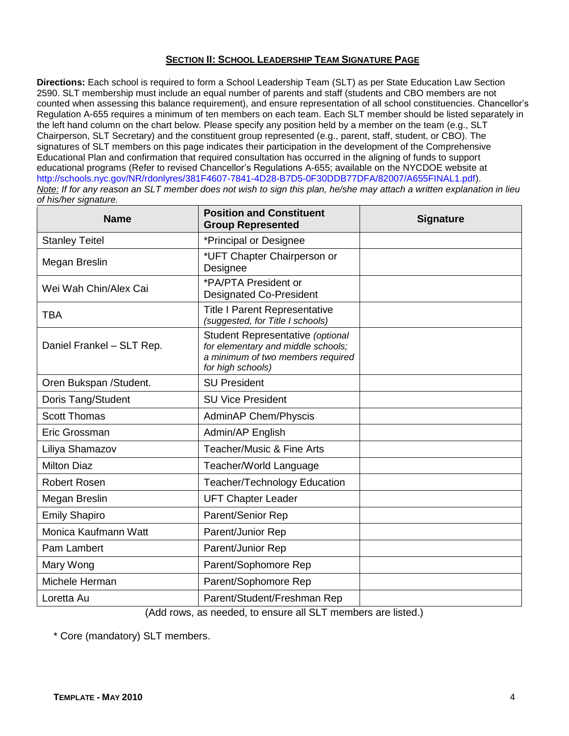## SECTION II: SCHOOL LEADERSHIP TEAM SIGNATURE PAGE

**Directions:** Each school is required to form a School Leadership Team (SLT) as per State Education Law Section 2590. SLT membership must include an equal number of parents and staff (students and CBO members are not counted when assessing this balance requirement), and ensure representation of all school constituencies. Chancellor's Regulation A-655 requires a minimum of ten members on each team. Each SLT member should be listed separately in the left hand column on the chart below. Please specify any position held by a member on the team (e.g., SLT Chairperson, SLT Secretary) and the constituent group represented (e.g., parent, staff, student, or CBO). The signatures of SLT members on this page indicates their participation in the development of the Comprehensive Educational Plan and confirmation that required consultation has occurred in the aligning of funds to support educational programs (Refer to revised Chancellor's Regulations A-655; available on the NYCDOE website at http://schools.nyc.gov/NR/rdonlyres/381F4607-7841-4D28-B7D5-0F30DDB77DFA/82007/A655FINAL1.pdf).
*Note: If for any reason an SLT member does not wish to sign this plan, he/she may attach a written explanation in lieu of his/her signature.*

| Name | Position and Constituent Group Represented | Signature |
|---|---|---|
| Stanley Teitel | *Principal or Designee | |
| Megan Breslin | *UFT Chapter Chairperson or Designee | |
| Wei Wah Chin/Alex Cai | *PA/PTA President or Designated Co-President | |
| TBA | Title I Parent Representative *(suggested, for Title I schools)* | |
| Daniel Frankel – SLT Rep. | Student Representative *(optional for elementary and middle schools; a minimum of two members required for high schools)* | |
| Oren Bukspan /Student. | SU President | |
| Doris Tang/Student | SU Vice President | |
| Scott Thomas | AdminAP Chem/Physcis | |
| Eric Grossman | Admin/AP English | |
| Liliya Shamazov | Teacher/Music & Fine Arts | |
| Milton Diaz | Teacher/World Language | |
| Robert Rosen | Teacher/Technology Education | |
| Megan Breslin | UFT Chapter Leader | |
| Emily Shapiro | Parent/Senior Rep | |
| Monica Kaufmann Watt | Parent/Junior Rep | |
| Pam Lambert | Parent/Junior Rep | |
| Mary Wong | Parent/Sophomore Rep | |
| Michele Herman | Parent/Sophomore Rep | |
| Loretta Au | Parent/Student/Freshman Rep | |

(Add rows, as needed, to ensure all SLT members are listed.)

* Core (mandatory) SLT members.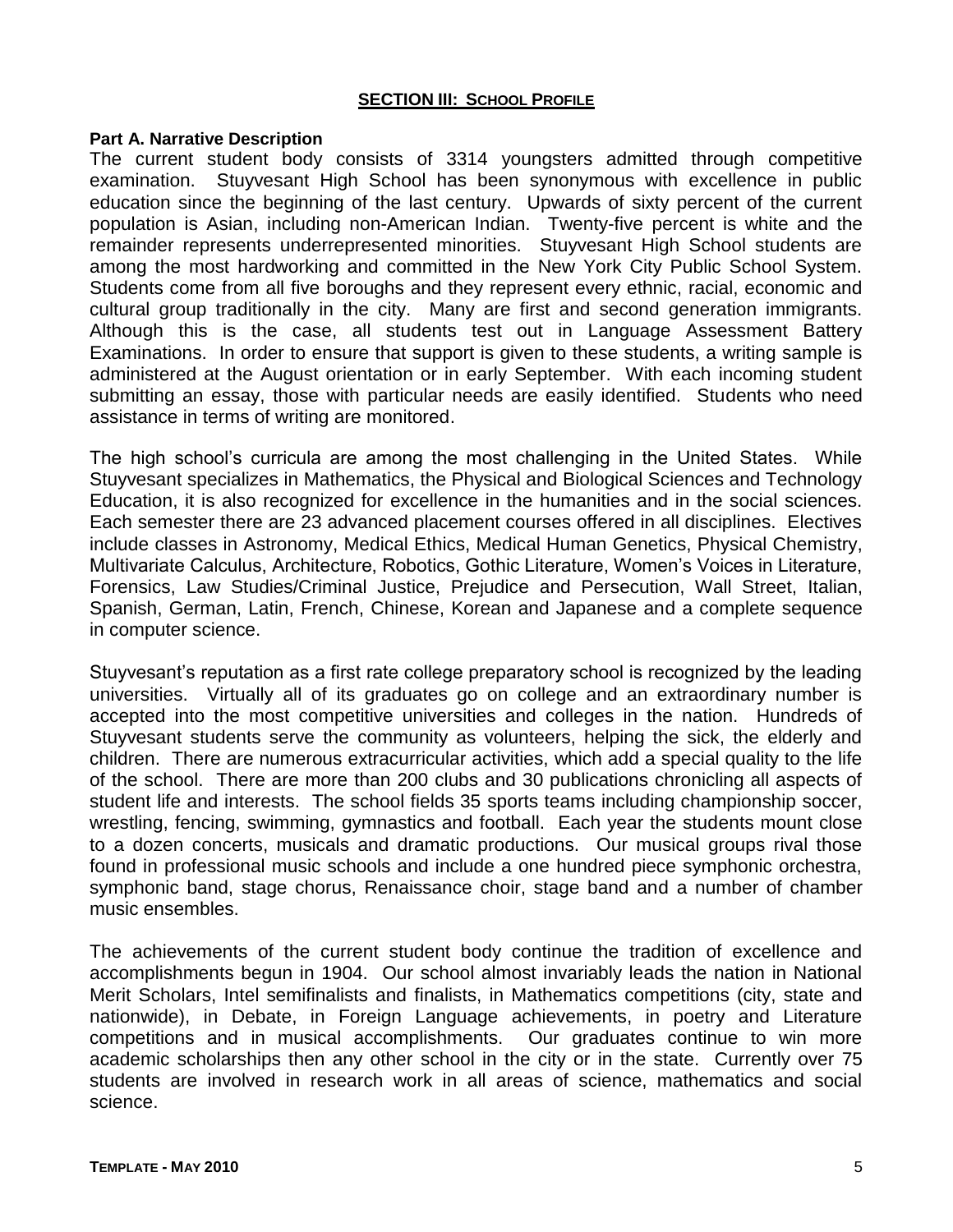## SECTION III: SCHOOL PROFILE

**Part A. Narrative Description**

The current student body consists of 3314 youngsters admitted through competitive examination. Stuyvesant High School has been synonymous with excellence in public education since the beginning of the last century. Upwards of sixty percent of the current population is Asian, including non-American Indian. Twenty-five percent is white and the remainder represents underrepresented minorities. Stuyvesant High School students are among the most hardworking and committed in the New York City Public School System. Students come from all five boroughs and they represent every ethnic, racial, economic and cultural group traditionally in the city. Many are first and second generation immigrants. Although this is the case, all students test out in Language Assessment Battery Examinations. In order to ensure that support is given to these students, a writing sample is administered at the August orientation or in early September. With each incoming student submitting an essay, those with particular needs are easily identified. Students who need assistance in terms of writing are monitored.

The high school's curricula are among the most challenging in the United States. While Stuyvesant specializes in Mathematics, the Physical and Biological Sciences and Technology Education, it is also recognized for excellence in the humanities and in the social sciences. Each semester there are 23 advanced placement courses offered in all disciplines. Electives include classes in Astronomy, Medical Ethics, Medical Human Genetics, Physical Chemistry, Multivariate Calculus, Architecture, Robotics, Gothic Literature, Women's Voices in Literature, Forensics, Law Studies/Criminal Justice, Prejudice and Persecution, Wall Street, Italian, Spanish, German, Latin, French, Chinese, Korean and Japanese and a complete sequence in computer science.

Stuyvesant's reputation as a first rate college preparatory school is recognized by the leading universities. Virtually all of its graduates go on college and an extraordinary number is accepted into the most competitive universities and colleges in the nation. Hundreds of Stuyvesant students serve the community as volunteers, helping the sick, the elderly and children. There are numerous extracurricular activities, which add a special quality to the life of the school. There are more than 200 clubs and 30 publications chronicling all aspects of student life and interests. The school fields 35 sports teams including championship soccer, wrestling, fencing, swimming, gymnastics and football. Each year the students mount close to a dozen concerts, musicals and dramatic productions. Our musical groups rival those found in professional music schools and include a one hundred piece symphonic orchestra, symphonic band, stage chorus, Renaissance choir, stage band and a number of chamber music ensembles.

The achievements of the current student body continue the tradition of excellence and accomplishments begun in 1904. Our school almost invariably leads the nation in National Merit Scholars, Intel semifinalists and finalists, in Mathematics competitions (city, state and nationwide), in Debate, in Foreign Language achievements, in poetry and Literature competitions and in musical accomplishments. Our graduates continue to win more academic scholarships then any other school in the city or in the state. Currently over 75 students are involved in research work in all areas of science, mathematics and social science.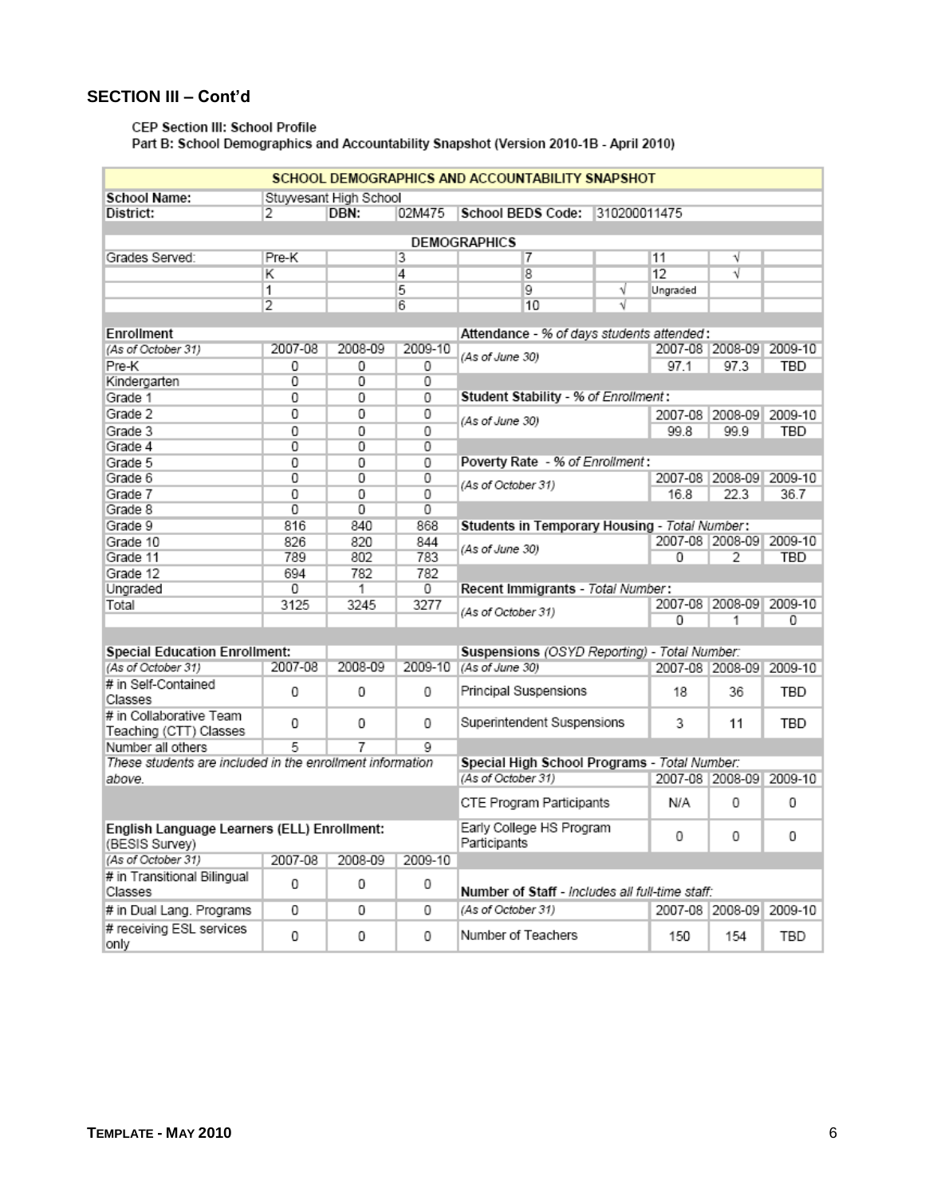## SECTION III – Cont'd

CEP Section III: School Profile
Part B: School Demographics and Accountability Snapshot (Version 2010-1B - April 2010)

### SCHOOL DEMOGRAPHICS AND ACCOUNTABILITY SNAPSHOT

| School Name: | Stuyvesant High School | | | | |
|---|---|---|---|---|---|
| District: | 2 | DBN: | 02M475 | School BEDS Code: | 310200011475 |

#### DEMOGRAPHICS

| Grades Served: | | | | | | | |
|---|---|---|---|---|---|---|---|
| Pre-K | | 3 | | 7 | | 11 | √ |
| K | | 4 | | 8 | | 12 | √ |
| 1 | | 5 | | 9 | √ | Ungraded | |
| 2 | | 6 | | 10 | √ | | |

| Enrollment *(As of October 31)* | 2007-08 | 2008-09 | 2009-10 |
|---|---|---|---|
| Pre-K | 0 | 0 | 0 |
| Kindergarten | 0 | 0 | 0 |
| Grade 1 | 0 | 0 | 0 |
| Grade 2 | 0 | 0 | 0 |
| Grade 3 | 0 | 0 | 0 |
| Grade 4 | 0 | 0 | 0 |
| Grade 5 | 0 | 0 | 0 |
| Grade 6 | 0 | 0 | 0 |
| Grade 7 | 0 | 0 | 0 |
| Grade 8 | 0 | 0 | 0 |
| Grade 9 | 816 | 840 | 868 |
| Grade 10 | 826 | 820 | 844 |
| Grade 11 | 789 | 802 | 783 |
| Grade 12 | 694 | 782 | 782 |
| Ungraded | 0 | 1 | 0 |
| Total | 3125 | 3245 | 3277 |

| Measure | 2007-08 | 2008-09 | 2009-10 |
|---|---|---|---|
| Attendance - *% of days students attended:* *(As of June 30)* | 97.1 | 97.3 | TBD |
| Student Stability - *% of Enrollment:* *(As of June 30)* | 99.8 | 99.9 | TBD |
| Poverty Rate - *% of Enrollment:* *(As of October 31)* | 16.8 | 22.3 | 36.7 |
| Students in Temporary Housing - *Total Number:* *(As of June 30)* | 0 | 2 | TBD |
| Recent Immigrants - *Total Number:* *(As of October 31)* | 0 | 1 | 0 |

| Special Education Enrollment: *(As of October 31)* | 2007-08 | 2008-09 | 2009-10 |
|---|---|---|---|
| # in Self-Contained Classes | 0 | 0 | 0 |
| # in Collaborative Team Teaching (CTT) Classes | 0 | 0 | 0 |
| Number all others | 5 | 7 | 9 |

*These students are included in the enrollment information above.*

| Suspensions (OSYD Reporting) - *Total Number:* *(As of June 30)* | 2007-08 | 2008-09 | 2009-10 |
|---|---|---|---|
| Principal Suspensions | 18 | 36 | TBD |
| Superintendent Suspensions | 3 | 11 | TBD |

| Special High School Programs - *Total Number:* *(As of October 31)* | 2007-08 | 2008-09 | 2009-10 |
|---|---|---|---|
| CTE Program Participants | N/A | 0 | 0 |
| Early College HS Program Participants | 0 | 0 | 0 |

| English Language Learners (ELL) Enrollment: (BESIS Survey) *(As of October 31)* | 2007-08 | 2008-09 | 2009-10 |
|---|---|---|---|
| # in Transitional Bilingual Classes | 0 | 0 | 0 |
| # in Dual Lang. Programs | 0 | 0 | 0 |
| # receiving ESL services only | 0 | 0 | 0 |

| Number of Staff - *Includes all full-time staff:* *(As of October 31)* | 2007-08 | 2008-09 | 2009-10 |
|---|---|---|---|
| Number of Teachers | 150 | 154 | TBD |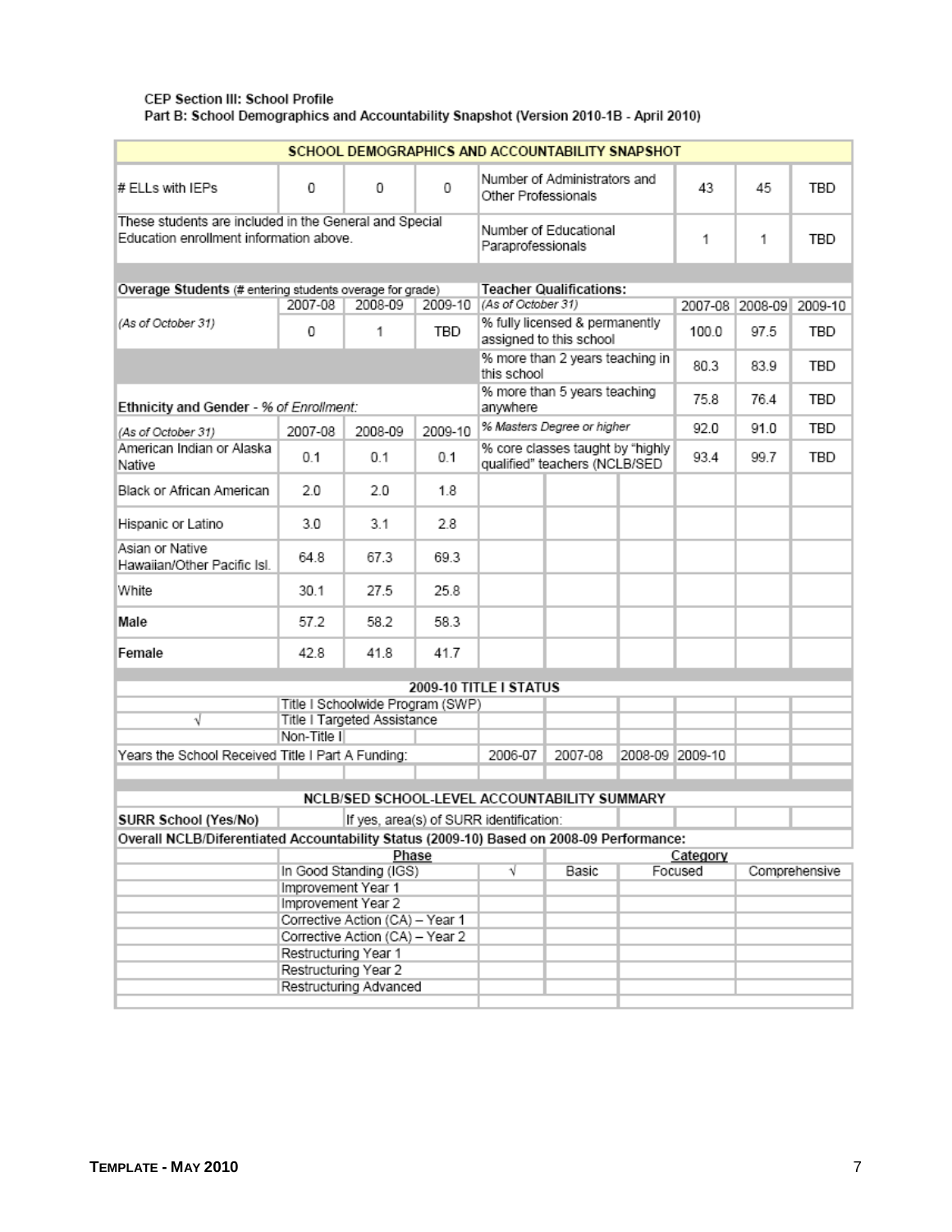**CEP Section III: School Profile**
**Part B: School Demographics and Accountability Snapshot (Version 2010-1B - April 2010)**

| SCHOOL DEMOGRAPHICS AND ACCOUNTABILITY SNAPSHOT | | | | | | | |
|---|---|---|---|---|---|---|---|
| # ELLs with IEPs | 0 | 0 | 0 | Number of Administrators and Other Professionals | 43 | 45 | TBD |
| These students are included in the General and Special Education enrollment information above. | | | | Number of Educational Paraprofessionals | 1 | 1 | TBD |

| **Overage Students** (# entering students overage for grade) | | | | **Teacher Qualifications:** | | | |
|---|---|---|---|---|---|---|---|
| | 2007-08 | 2008-09 | 2009-10 | *(As of October 31)* | 2007-08 | 2008-09 | 2009-10 |
| *(As of October 31)* | 0 | 1 | TBD | % fully licensed & permanently assigned to this school | 100.0 | 97.5 | TBD |
| | | | | % more than 2 years teaching in this school | 80.3 | 83.9 | TBD |
| **Ethnicity and Gender** - *% of Enrollment:* | | | | % more than 5 years teaching anywhere | 75.8 | 76.4 | TBD |
| *(As of October 31)* | 2007-08 | 2008-09 | 2009-10 | *% Masters Degree or higher* | 92.0 | 91.0 | TBD |
| American Indian or Alaska Native | 0.1 | 0.1 | 0.1 | % core classes taught by "highly qualified" teachers (NCLB/SED | 93.4 | 99.7 | TBD |
| Black or African American | 2.0 | 2.0 | 1.8 | | | | |
| Hispanic or Latino | 3.0 | 3.1 | 2.8 | | | | |
| Asian or Native Hawaiian/Other Pacific Isl. | 64.8 | 67.3 | 69.3 | | | | |
| White | 30.1 | 27.5 | 25.8 | | | | |
| **Male** | 57.2 | 58.2 | 58.3 | | | | |
| **Female** | 42.8 | 41.8 | 41.7 | | | | |

| 2009-10 TITLE I STATUS | | | | | |
|---|---|---|---|---|---|
| | Title I Schoolwide Program (SWP) | | | | |
| √ | Title I Targeted Assistance | | | | |
| | Non-Title I | | | | |
| Years the School Received Title I Part A Funding: | | 2006-07 | 2007-08 | 2008-09 | 2009-10 |

**NCLB/SED SCHOOL-LEVEL ACCOUNTABILITY SUMMARY**

| SURR School (Yes/No) | | If yes, area(s) of SURR identification: | | |
|---|---|---|---|---|

**Overall NCLB/Diferentiated Accountability Status (2009-10) Based on 2008-09 Performance:**

| Phase | | Category | | |
|---|---|---|---|---|
| | | Basic | Focused | Comprehensive |
| In Good Standing (IGS) | √ | | | |
| Improvement Year 1 | | | | |
| Improvement Year 2 | | | | |
| Corrective Action (CA) – Year 1 | | | | |
| Corrective Action (CA) – Year 2 | | | | |
| Restructuring Year 1 | | | | |
| Restructuring Year 2 | | | | |
| Restructuring Advanced | | | | |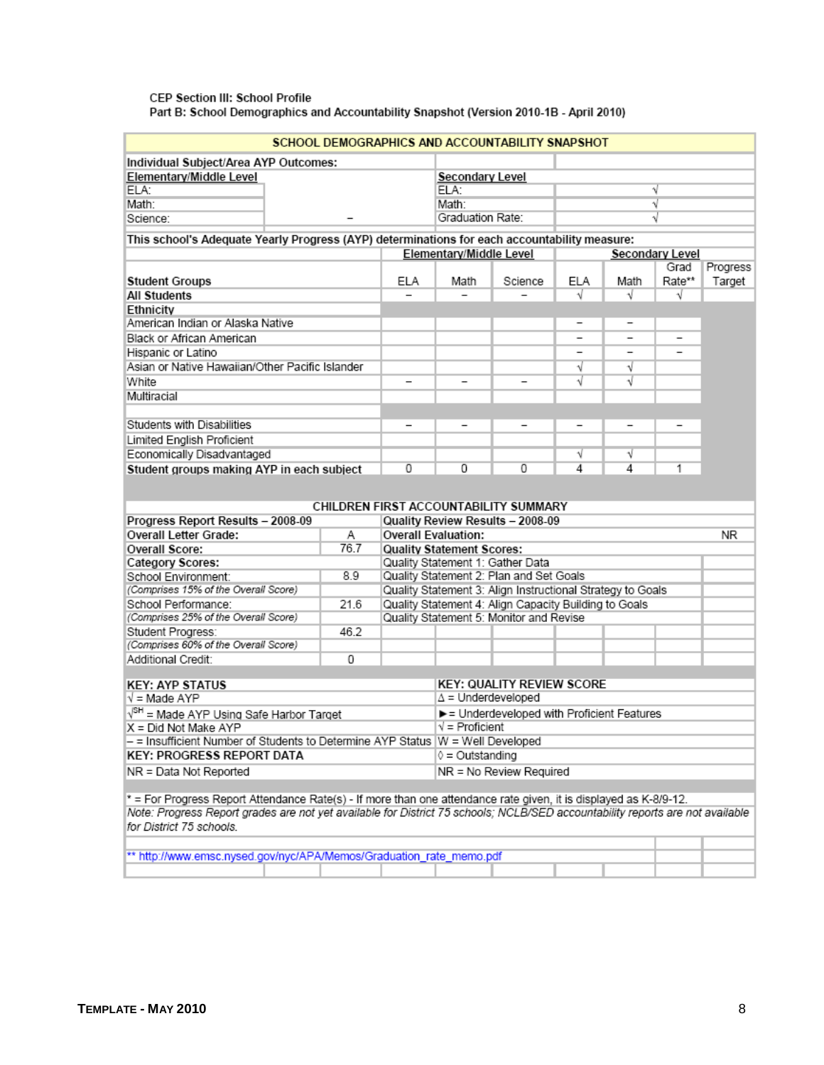CEP Section III: School Profile
Part B: School Demographics and Accountability Snapshot (Version 2010-1B - April 2010)

## SCHOOL DEMOGRAPHICS AND ACCOUNTABILITY SNAPSHOT

**Individual Subject/Area AYP Outcomes:**

| Elementary/Middle Level | | Secondary Level | |
|---|---|---|---|
| ELA: | | ELA: | √ |
| Math: | | Math: | √ |
| Science: | – | Graduation Rate: | √ |

**This school's Adequate Yearly Progress (AYP) determinations for each accountability measure:**

| | Elementary/Middle Level | | | Secondary Level | | | |
|---|---|---|---|---|---|---|---|
| **Student Groups** | ELA | Math | Science | ELA | Math | Grad Rate** | Progress Target |
| **All Students** | – | – | – | √ | √ | √ | |
| **Ethnicity** | | | | | | | |
| American Indian or Alaska Native | | | | – | – | | |
| Black or African American | | | | – | – | – | |
| Hispanic or Latino | | | | – | – | – | |
| Asian or Native Hawaiian/Other Pacific Islander | | | | √ | √ | | |
| White | – | – | – | √ | √ | | |
| Multiracial | | | | | | | |
| | | | | | | | |
| Students with Disabilities | – | – | – | – | – | – | |
| Limited English Proficient | | | | | | | |
| Economically Disadvantaged | | | | √ | √ | | |
| **Student groups making AYP in each subject** | 0 | 0 | 0 | 4 | 4 | 1 | |

## CHILDREN FIRST ACCOUNTABILITY SUMMARY

| Progress Report Results – 2008-09 | | Quality Review Results – 2008-09 | |
|---|---|---|---|
| **Overall Letter Grade:** | A | **Overall Evaluation:** | NR |
| **Overall Score:** | 76.7 | **Quality Statement Scores:** | |
| **Category Scores:** | | Quality Statement 1: Gather Data | |
| School Environment: | 8.9 | Quality Statement 2: Plan and Set Goals | |
| *(Comprises 15% of the Overall Score)* | | Quality Statement 3: Align Instructional Strategy to Goals | |
| School Performance: | 21.6 | Quality Statement 4: Align Capacity Building to Goals | |
| *(Comprises 25% of the Overall Score)* | | Quality Statement 5: Monitor and Revise | |
| Student Progress: | 46.2 | | |
| *(Comprises 60% of the Overall Score)* | | | |
| Additional Credit: | 0 | | |

| KEY: AYP STATUS | KEY: QUALITY REVIEW SCORE |
|---|---|
| √ = Made AYP | Δ = Underdeveloped |
| √SH = Made AYP Using Safe Harbor Target | ► = Underdeveloped with Proficient Features |
| X = Did Not Make AYP | √ = Proficient |
| – = Insufficient Number of Students to Determine AYP Status | W = Well Developed |
| **KEY: PROGRESS REPORT DATA** | ◊ = Outstanding |
| NR = Data Not Reported | NR = No Review Required |

\* = For Progress Report Attendance Rate(s) - If more than one attendance rate given, it is displayed as K-8/9-12.
*Note: Progress Report grades are not yet available for District 75 schools; NCLB/SED accountability reports are not available for District 75 schools.*

** http://www.emsc.nysed.gov/nyc/APA/Memos/Graduation_rate_memo.pdf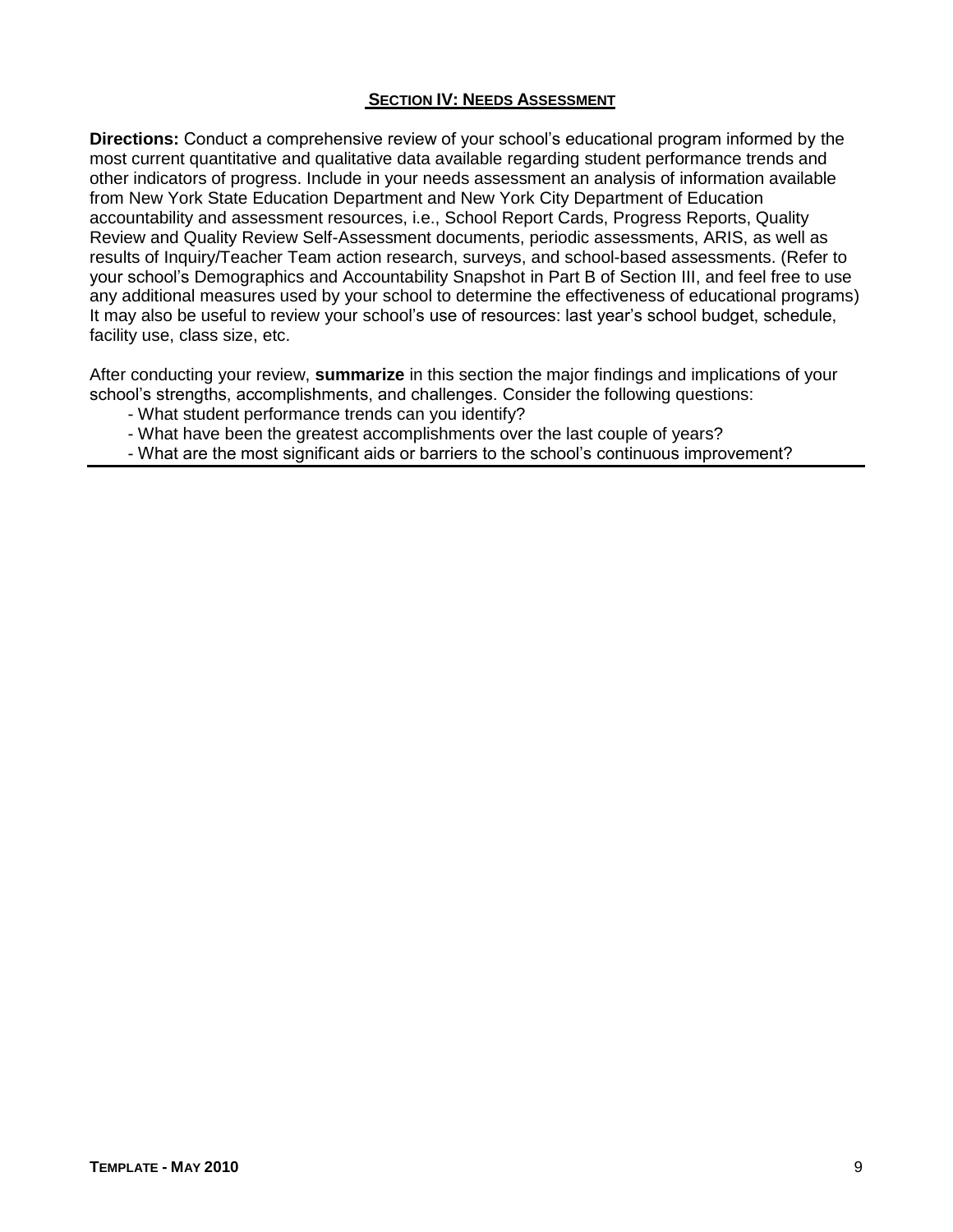## SECTION IV: NEEDS ASSESSMENT

**Directions:** Conduct a comprehensive review of your school's educational program informed by the most current quantitative and qualitative data available regarding student performance trends and other indicators of progress. Include in your needs assessment an analysis of information available from New York State Education Department and New York City Department of Education accountability and assessment resources, i.e., School Report Cards, Progress Reports, Quality Review and Quality Review Self-Assessment documents, periodic assessments, ARIS, as well as results of Inquiry/Teacher Team action research, surveys, and school-based assessments. (Refer to your school's Demographics and Accountability Snapshot in Part B of Section III, and feel free to use any additional measures used by your school to determine the effectiveness of educational programs) It may also be useful to review your school's use of resources: last year's school budget, schedule, facility use, class size, etc.

After conducting your review, **summarize** in this section the major findings and implications of your school's strengths, accomplishments, and challenges. Consider the following questions:

- What student performance trends can you identify?
- What have been the greatest accomplishments over the last couple of years?
- What are the most significant aids or barriers to the school's continuous improvement?

---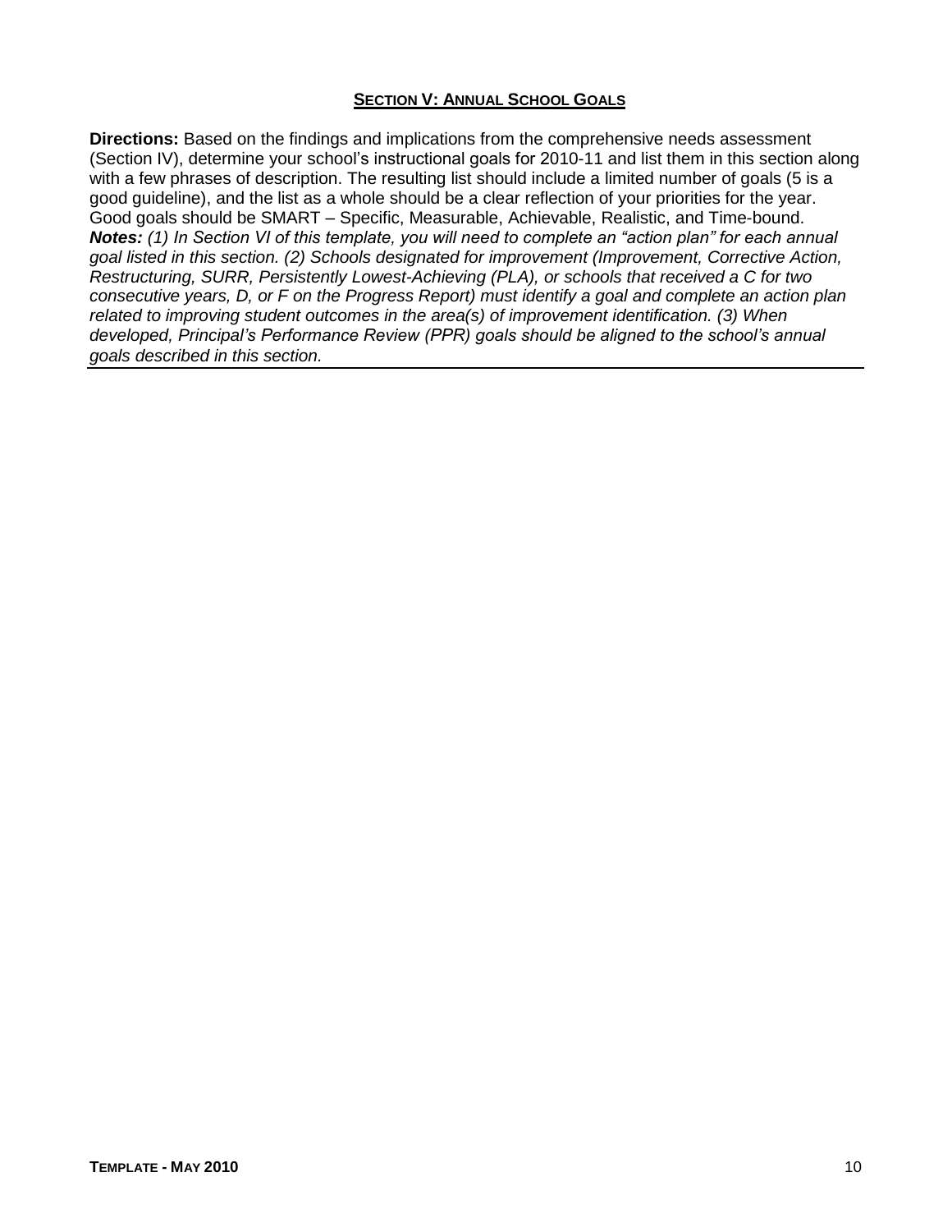## SECTION V: ANNUAL SCHOOL GOALS

**Directions:** Based on the findings and implications from the comprehensive needs assessment (Section IV), determine your school's instructional goals for 2010-11 and list them in this section along with a few phrases of description. The resulting list should include a limited number of goals (5 is a good guideline), and the list as a whole should be a clear reflection of your priorities for the year. Good goals should be SMART – Specific, Measurable, Achievable, Realistic, and Time-bound. ***Notes:*** *(1) In Section VI of this template, you will need to complete an "action plan" for each annual goal listed in this section. (2) Schools designated for improvement (Improvement, Corrective Action, Restructuring, SURR, Persistently Lowest-Achieving (PLA), or schools that received a C for two consecutive years, D, or F on the Progress Report) must identify a goal and complete an action plan related to improving student outcomes in the area(s) of improvement identification. (3) When developed, Principal's Performance Review (PPR) goals should be aligned to the school's annual goals described in this section.*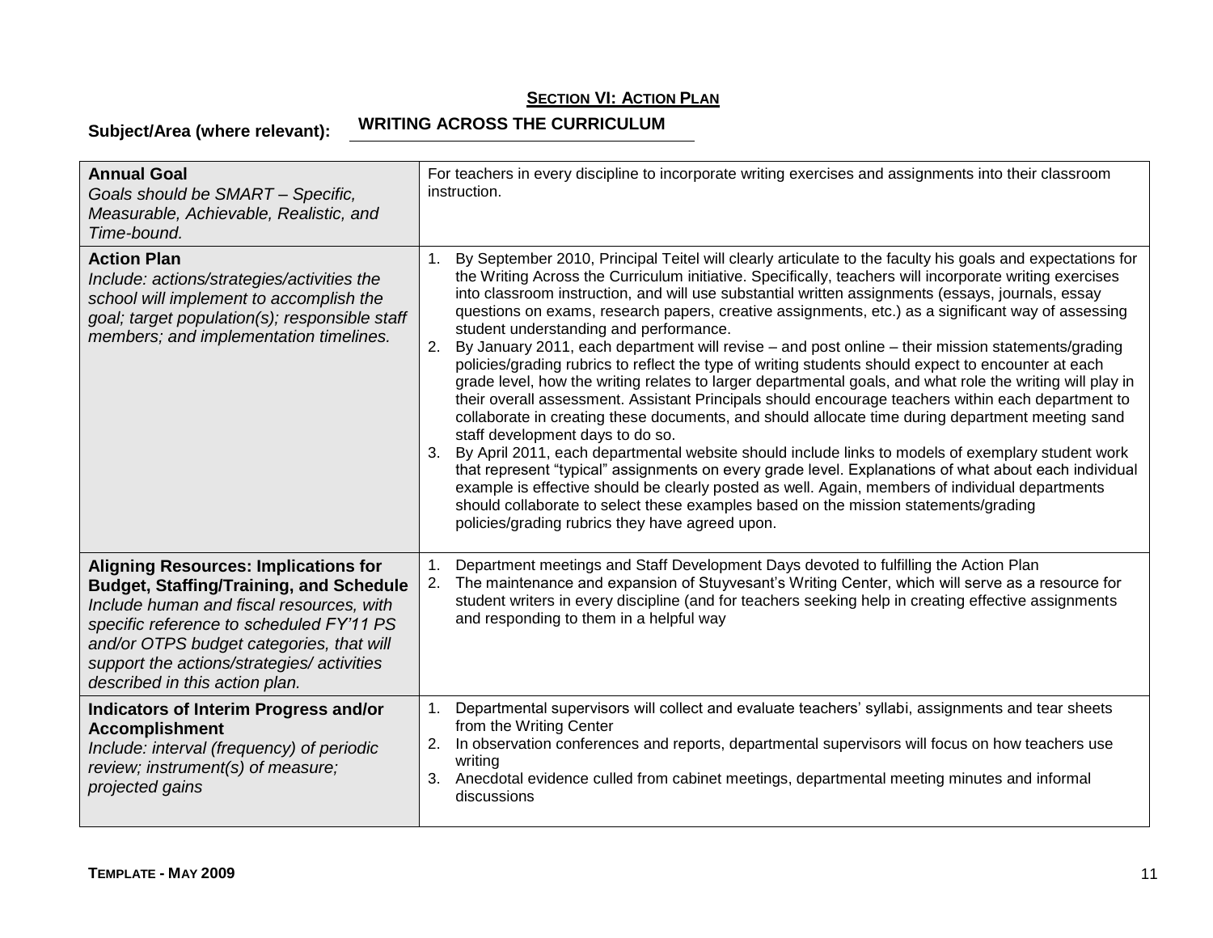## SECTION VI: ACTION PLAN

**Subject/Area (where relevant):** **WRITING ACROSS THE CURRICULUM**

| | |
|---|---|
| **Annual Goal**<br>*Goals should be SMART – Specific, Measurable, Achievable, Realistic, and Time-bound.* | For teachers in every discipline to incorporate writing exercises and assignments into their classroom instruction. |
| **Action Plan**<br>*Include: actions/strategies/activities the school will implement to accomplish the goal; target population(s); responsible staff members; and implementation timelines.* | 1. By September 2010, Principal Teitel will clearly articulate to the faculty his goals and expectations for the Writing Across the Curriculum initiative. Specifically, teachers will incorporate writing exercises into classroom instruction, and will use substantial written assignments (essays, journals, essay questions on exams, research papers, creative assignments, etc.) as a significant way of assessing student understanding and performance.<br>2. By January 2011, each department will revise – and post online – their mission statements/grading policies/grading rubrics to reflect the type of writing students should expect to encounter at each grade level, how the writing relates to larger departmental goals, and what role the writing will play in their overall assessment. Assistant Principals should encourage teachers within each department to collaborate in creating these documents, and should allocate time during department meeting sand staff development days to do so.<br>3. By April 2011, each departmental website should include links to models of exemplary student work that represent "typical" assignments on every grade level. Explanations of what about each individual example is effective should be clearly posted as well. Again, members of individual departments should collaborate to select these examples based on the mission statements/grading policies/grading rubrics they have agreed upon. |
| **Aligning Resources: Implications for Budget, Staffing/Training, and Schedule**<br>*Include human and fiscal resources, with specific reference to scheduled FY'11 PS and/or OTPS budget categories, that will support the actions/strategies/ activities described in this action plan.* | 1. Department meetings and Staff Development Days devoted to fulfilling the Action Plan<br>2. The maintenance and expansion of Stuyvesant's Writing Center, which will serve as a resource for student writers in every discipline (and for teachers seeking help in creating effective assignments and responding to them in a helpful way |
| **Indicators of Interim Progress and/or Accomplishment**<br>*Include: interval (frequency) of periodic review; instrument(s) of measure; projected gains* | 1. Departmental supervisors will collect and evaluate teachers' syllabi, assignments and tear sheets from the Writing Center<br>2. In observation conferences and reports, departmental supervisors will focus on how teachers use writing<br>3. Anecdotal evidence culled from cabinet meetings, departmental meeting minutes and informal discussions |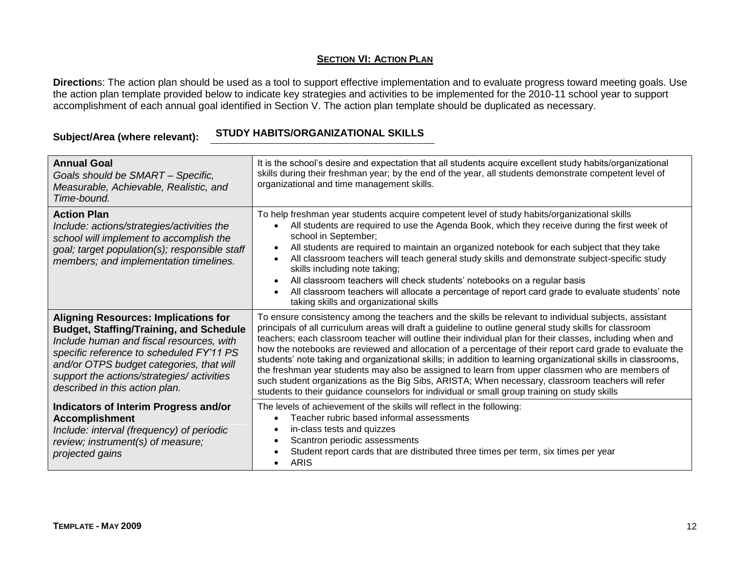## SECTION VI: ACTION PLAN

**Directions**: The action plan should be used as a tool to support effective implementation and to evaluate progress toward meeting goals. Use the action plan template provided below to indicate key strategies and activities to be implemented for the 2010-11 school year to support accomplishment of each annual goal identified in Section V. The action plan template should be duplicated as necessary.

**Subject/Area (where relevant):** **STUDY HABITS/ORGANIZATIONAL SKILLS**

| | |
|---|---|
| **Annual Goal**<br>*Goals should be SMART – Specific, Measurable, Achievable, Realistic, and Time-bound.* | It is the school's desire and expectation that all students acquire excellent study habits/organizational skills during their freshman year; by the end of the year, all students demonstrate competent level of organizational and time management skills. |
| **Action Plan**<br>*Include: actions/strategies/activities the school will implement to accomplish the goal; target population(s); responsible staff members; and implementation timelines.* | To help freshman year students acquire competent level of study habits/organizational skills<br>• All students are required to use the Agenda Book, which they receive during the first week of school in September;<br>• All students are required to maintain an organized notebook for each subject that they take<br>• All classroom teachers will teach general study skills and demonstrate subject-specific study skills including note taking;<br>• All classroom teachers will check students' notebooks on a regular basis<br>• All classroom teachers will allocate a percentage of report card grade to evaluate students' note taking skills and organizational skills |
| **Aligning Resources: Implications for Budget, Staffing/Training, and Schedule**<br>*Include human and fiscal resources, with specific reference to scheduled FY'11 PS and/or OTPS budget categories, that will support the actions/strategies/ activities described in this action plan.* | To ensure consistency among the teachers and the skills be relevant to individual subjects, assistant principals of all curriculum areas will draft a guideline to outline general study skills for classroom teachers; each classroom teacher will outline their individual plan for their classes, including when and how the notebooks are reviewed and allocation of a percentage of their report card grade to evaluate the students' note taking and organizational skills; in addition to learning organizational skills in classrooms, the freshman year students may also be assigned to learn from upper classmen who are members of such student organizations as the Big Sibs, ARISTA; When necessary, classroom teachers will refer students to their guidance counselors for individual or small group training on study skills |
| **Indicators of Interim Progress and/or Accomplishment**<br>*Include: interval (frequency) of periodic review; instrument(s) of measure; projected gains* | The levels of achievement of the skills will reflect in the following:<br>• Teacher rubric based informal assessments<br>• in-class tests and quizzes<br>• Scantron periodic assessments<br>• Student report cards that are distributed three times per term, six times per year<br>• ARIS |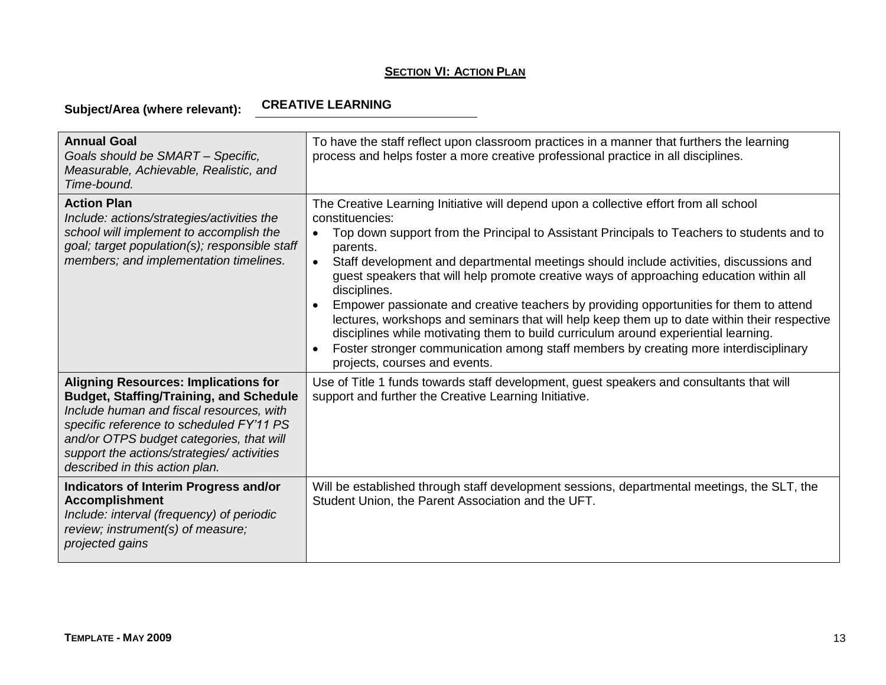## **SECTION VI: ACTION PLAN**

**Subject/Area (where relevant):** **CREATIVE LEARNING**

| | |
|---|---|
| **Annual Goal**<br>*Goals should be SMART – Specific, Measurable, Achievable, Realistic, and Time-bound.* | To have the staff reflect upon classroom practices in a manner that furthers the learning process and helps foster a more creative professional practice in all disciplines. |
| **Action Plan**<br>*Include: actions/strategies/activities the school will implement to accomplish the goal; target population(s); responsible staff members; and implementation timelines.* | The Creative Learning Initiative will depend upon a collective effort from all school constituencies:<br>• Top down support from the Principal to Assistant Principals to Teachers to students and to parents.<br>• Staff development and departmental meetings should include activities, discussions and guest speakers that will help promote creative ways of approaching education within all disciplines.<br>• Empower passionate and creative teachers by providing opportunities for them to attend lectures, workshops and seminars that will help keep them up to date within their respective disciplines while motivating them to build curriculum around experiential learning.<br>• Foster stronger communication among staff members by creating more interdisciplinary projects, courses and events. |
| **Aligning Resources: Implications for Budget, Staffing/Training, and Schedule**<br>*Include human and fiscal resources, with specific reference to scheduled FY'11 PS and/or OTPS budget categories, that will support the actions/strategies/ activities described in this action plan.* | Use of Title 1 funds towards staff development, guest speakers and consultants that will support and further the Creative Learning Initiative. |
| **Indicators of Interim Progress and/or Accomplishment**<br>*Include: interval (frequency) of periodic review; instrument(s) of measure; projected gains* | Will be established through staff development sessions, departmental meetings, the SLT, the Student Union, the Parent Association and the UFT. |

**TEMPLATE - MAY 2009**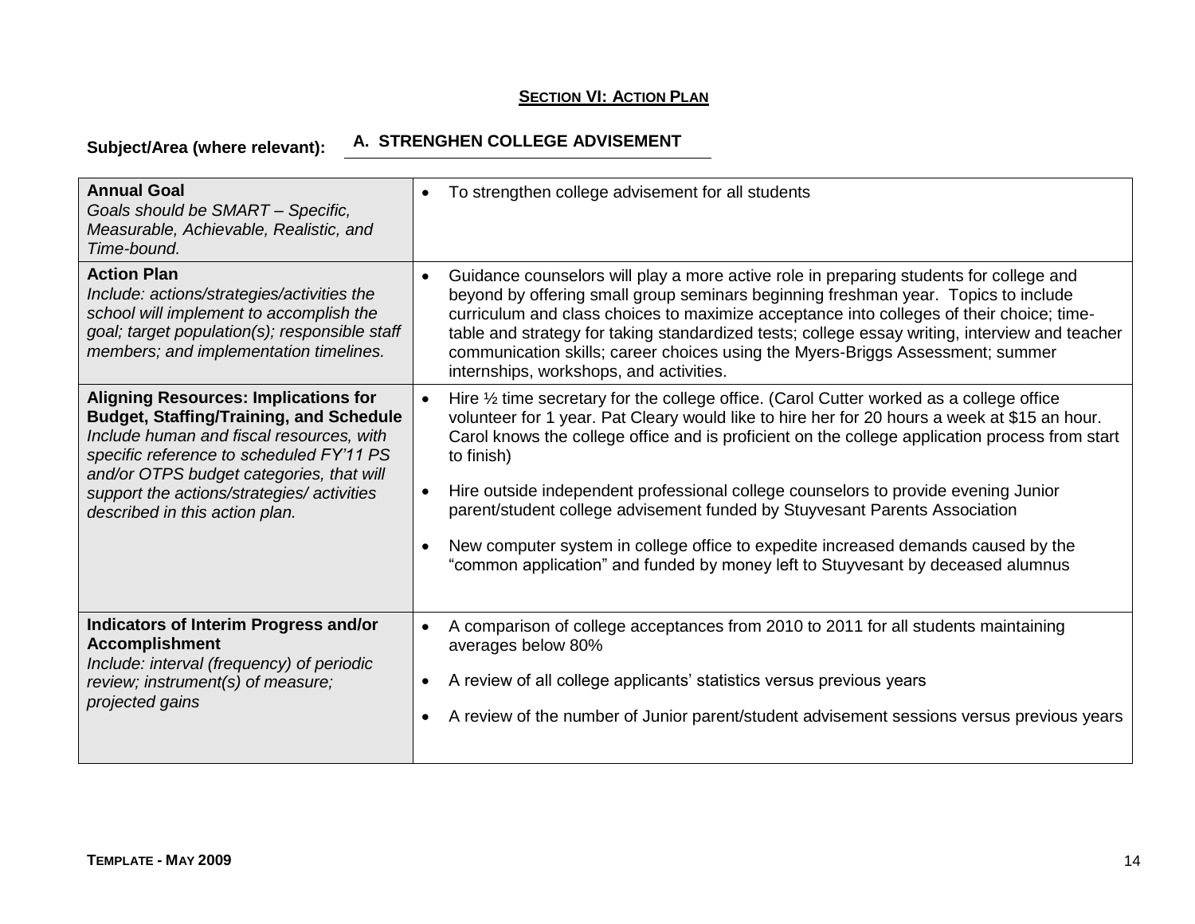## SECTION VI: ACTION PLAN

**Subject/Area (where relevant):** **A. STRENGHEN COLLEGE ADVISEMENT**

| | |
|---|---|
| **Annual Goal**<br>*Goals should be SMART – Specific, Measurable, Achievable, Realistic, and Time-bound.* | • To strengthen college advisement for all students |
| **Action Plan**<br>*Include: actions/strategies/activities the school will implement to accomplish the goal; target population(s); responsible staff members; and implementation timelines.* | • Guidance counselors will play a more active role in preparing students for college and beyond by offering small group seminars beginning freshman year. Topics to include curriculum and class choices to maximize acceptance into colleges of their choice; time-table and strategy for taking standardized tests; college essay writing, interview and teacher communication skills; career choices using the Myers-Briggs Assessment; summer internships, workshops, and activities. |
| **Aligning Resources: Implications for Budget, Staffing/Training, and Schedule**<br>*Include human and fiscal resources, with specific reference to scheduled FY'11 PS and/or OTPS budget categories, that will support the actions/strategies/ activities described in this action plan.* | • Hire ½ time secretary for the college office. (Carol Cutter worked as a college office volunteer for 1 year. Pat Cleary would like to hire her for 20 hours a week at $15 an hour. Carol knows the college office and is proficient on the college application process from start to finish)<br>• Hire outside independent professional college counselors to provide evening Junior parent/student college advisement funded by Stuyvesant Parents Association<br>• New computer system in college office to expedite increased demands caused by the "common application" and funded by money left to Stuyvesant by deceased alumnus |
| **Indicators of Interim Progress and/or Accomplishment**<br>*Include: interval (frequency) of periodic review; instrument(s) of measure; projected gains* | • A comparison of college acceptances from 2010 to 2011 for all students maintaining averages below 80%<br>• A review of all college applicants' statistics versus previous years<br>• A review of the number of Junior parent/student advisement sessions versus previous years |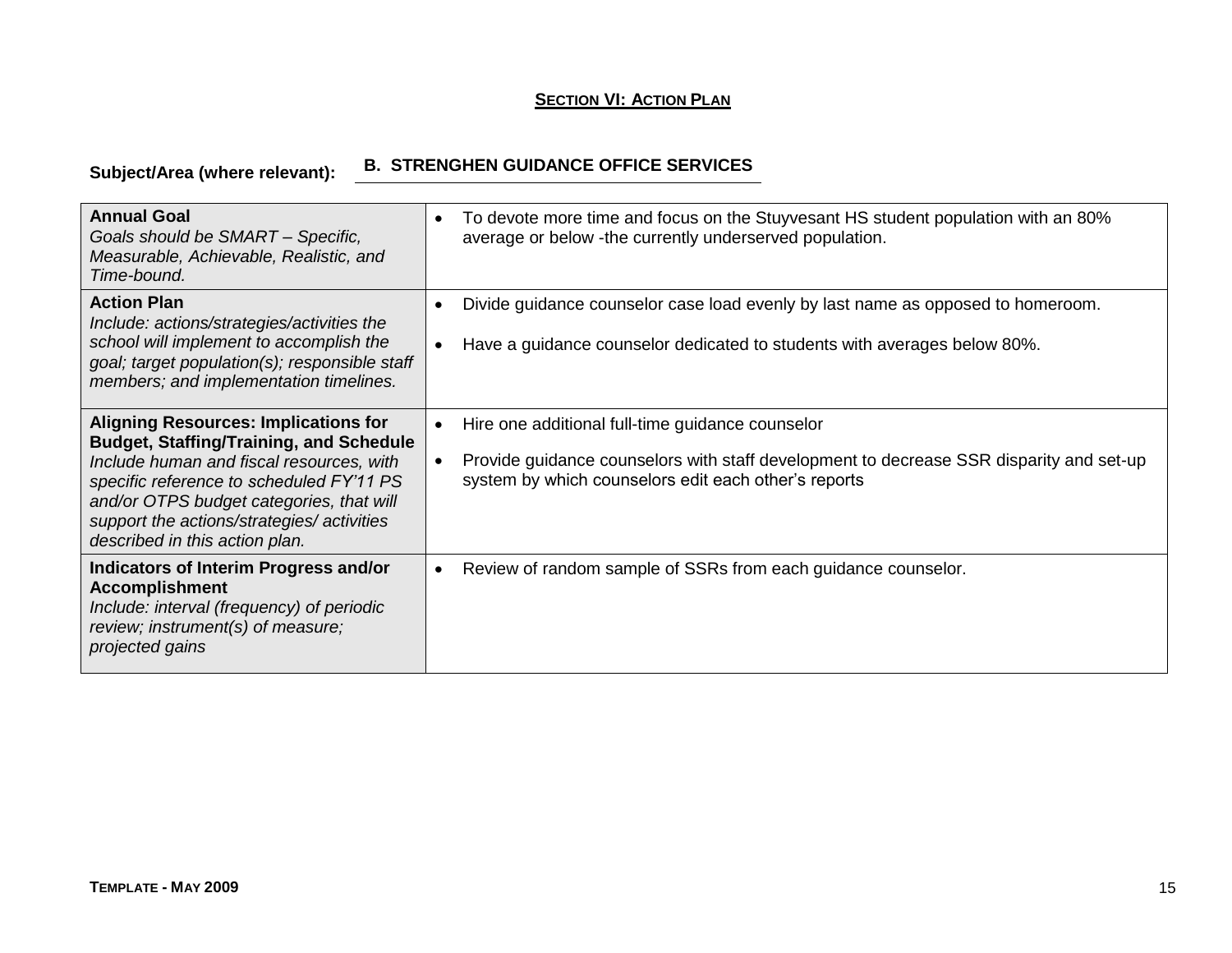## SECTION VI: ACTION PLAN

**Subject/Area (where relevant):** **B. STRENGHEN GUIDANCE OFFICE SERVICES**

| | |
|---|---|
| **Annual Goal**<br>*Goals should be SMART – Specific, Measurable, Achievable, Realistic, and Time-bound.* | • To devote more time and focus on the Stuyvesant HS student population with an 80% average or below -the currently underserved population. |
| **Action Plan**<br>*Include: actions/strategies/activities the school will implement to accomplish the goal; target population(s); responsible staff members; and implementation timelines.* | • Divide guidance counselor case load evenly by last name as opposed to homeroom.<br>• Have a guidance counselor dedicated to students with averages below 80%. |
| **Aligning Resources: Implications for Budget, Staffing/Training, and Schedule**<br>*Include human and fiscal resources, with specific reference to scheduled FY'11 PS and/or OTPS budget categories, that will support the actions/strategies/ activities described in this action plan.* | • Hire one additional full-time guidance counselor<br>• Provide guidance counselors with staff development to decrease SSR disparity and set-up system by which counselors edit each other's reports |
| **Indicators of Interim Progress and/or Accomplishment**<br>*Include: interval (frequency) of periodic review; instrument(s) of measure; projected gains* | • Review of random sample of SSRs from each guidance counselor. |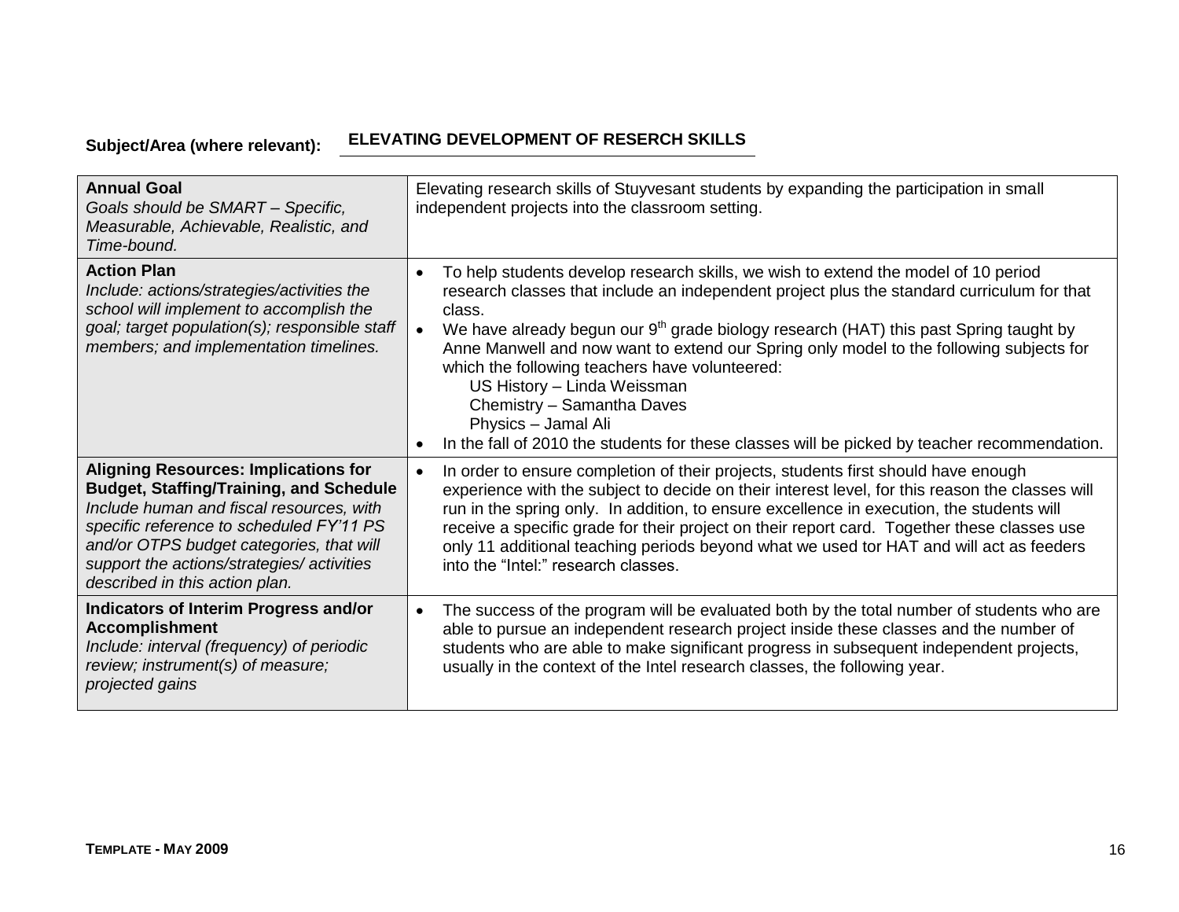**Subject/Area (where relevant):** **ELEVATING DEVELOPMENT OF RESERCH SKILLS**

| | |
|---|---|
| **Annual Goal**<br>*Goals should be SMART – Specific, Measurable, Achievable, Realistic, and Time-bound.* | Elevating research skills of Stuyvesant students by expanding the participation in small independent projects into the classroom setting. |
| **Action Plan**<br>*Include: actions/strategies/activities the school will implement to accomplish the goal; target population(s); responsible staff members; and implementation timelines.* | • To help students develop research skills, we wish to extend the model of 10 period research classes that include an independent project plus the standard curriculum for that class.<br>• We have already begun our 9th grade biology research (HAT) this past Spring taught by Anne Manwell and now want to extend our Spring only model to the following subjects for which the following teachers have volunteered:<br>US History – Linda Weissman<br>Chemistry – Samantha Daves<br>Physics – Jamal Ali<br>• In the fall of 2010 the students for these classes will be picked by teacher recommendation. |
| **Aligning Resources: Implications for Budget, Staffing/Training, and Schedule**<br>*Include human and fiscal resources, with specific reference to scheduled FY'11 PS and/or OTPS budget categories, that will support the actions/strategies/ activities described in this action plan.* | • In order to ensure completion of their projects, students first should have enough experience with the subject to decide on their interest level, for this reason the classes will run in the spring only. In addition, to ensure excellence in execution, the students will receive a specific grade for their project on their report card. Together these classes use only 11 additional teaching periods beyond what we used tor HAT and will act as feeders into the "Intel:" research classes. |
| **Indicators of Interim Progress and/or Accomplishment**<br>*Include: interval (frequency) of periodic review; instrument(s) of measure; projected gains* | • The success of the program will be evaluated both by the total number of students who are able to pursue an independent research project inside these classes and the number of students who are able to make significant progress in subsequent independent projects, usually in the context of the Intel research classes, the following year. |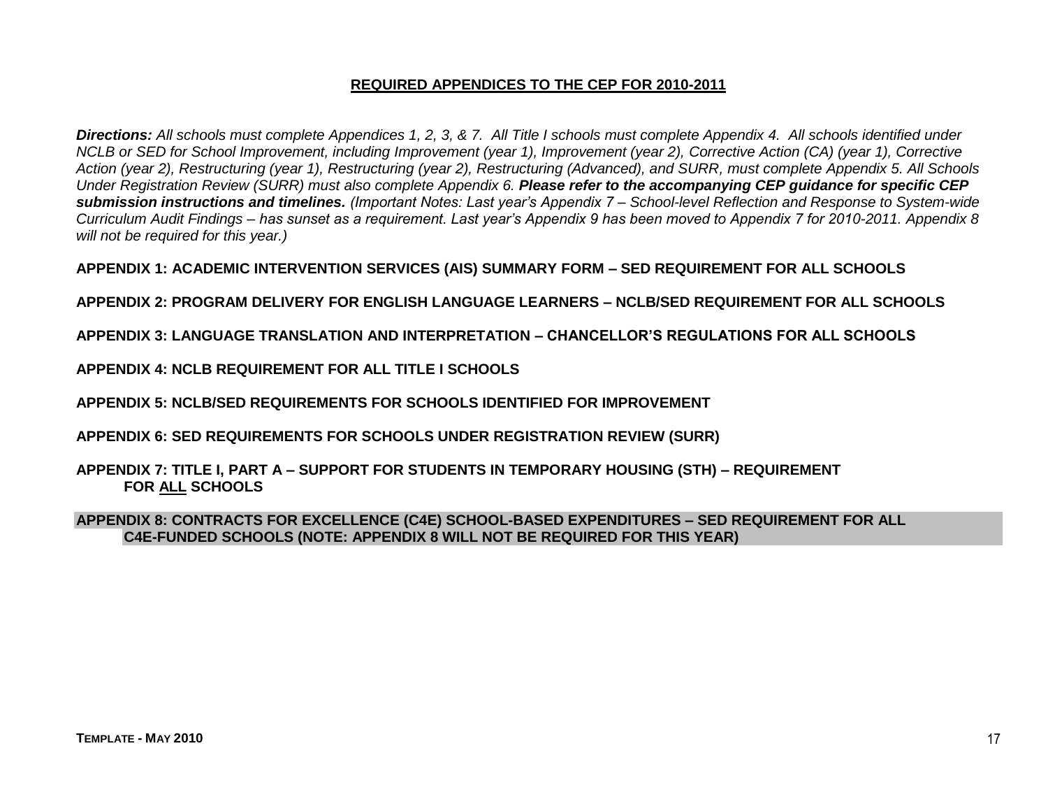## REQUIRED APPENDICES TO THE CEP FOR 2010-2011

***Directions:*** *All schools must complete Appendices 1, 2, 3, & 7. All Title I schools must complete Appendix 4. All schools identified under NCLB or SED for School Improvement, including Improvement (year 1), Improvement (year 2), Corrective Action (CA) (year 1), Corrective Action (year 2), Restructuring (year 1), Restructuring (year 2), Restructuring (Advanced), and SURR, must complete Appendix 5. All Schools Under Registration Review (SURR) must also complete Appendix 6.* ***Please refer to the accompanying CEP guidance for specific CEP submission instructions and timelines.*** *(Important Notes: Last year's Appendix 7 – School-level Reflection and Response to System-wide Curriculum Audit Findings – has sunset as a requirement. Last year's Appendix 9 has been moved to Appendix 7 for 2010-2011. Appendix 8 will not be required for this year.)*

**APPENDIX 1: ACADEMIC INTERVENTION SERVICES (AIS) SUMMARY FORM – SED REQUIREMENT FOR ALL SCHOOLS**

**APPENDIX 2: PROGRAM DELIVERY FOR ENGLISH LANGUAGE LEARNERS – NCLB/SED REQUIREMENT FOR ALL SCHOOLS**

**APPENDIX 3: LANGUAGE TRANSLATION AND INTERPRETATION – CHANCELLOR'S REGULATIONS FOR ALL SCHOOLS**

**APPENDIX 4: NCLB REQUIREMENT FOR ALL TITLE I SCHOOLS**

**APPENDIX 5: NCLB/SED REQUIREMENTS FOR SCHOOLS IDENTIFIED FOR IMPROVEMENT**

**APPENDIX 6: SED REQUIREMENTS FOR SCHOOLS UNDER REGISTRATION REVIEW (SURR)**

**APPENDIX 7: TITLE I, PART A – SUPPORT FOR STUDENTS IN TEMPORARY HOUSING (STH) – REQUIREMENT FOR ALL SCHOOLS**

**APPENDIX 8: CONTRACTS FOR EXCELLENCE (C4E) SCHOOL-BASED EXPENDITURES – SED REQUIREMENT FOR ALL C4E-FUNDED SCHOOLS (NOTE: APPENDIX 8 WILL NOT BE REQUIRED FOR THIS YEAR)**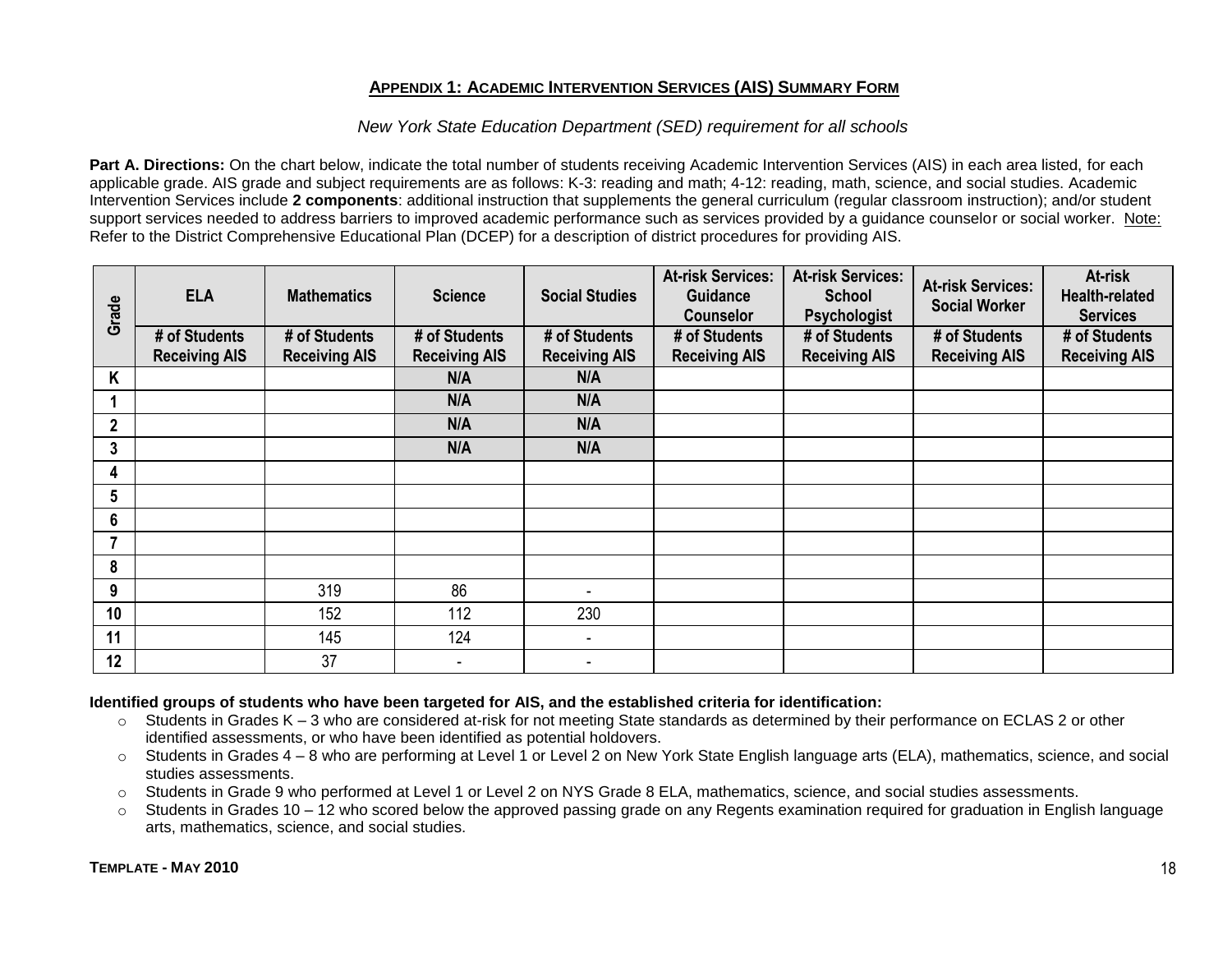## APPENDIX 1: ACADEMIC INTERVENTION SERVICES (AIS) SUMMARY FORM

*New York State Education Department (SED) requirement for all schools*

**Part A. Directions:** On the chart below, indicate the total number of students receiving Academic Intervention Services (AIS) in each area listed, for each applicable grade. AIS grade and subject requirements are as follows: K-3: reading and math; 4-12: reading, math, science, and social studies. Academic Intervention Services include **2 components**: additional instruction that supplements the general curriculum (regular classroom instruction); and/or student support services needed to address barriers to improved academic performance such as services provided by a guidance counselor or social worker. Note: Refer to the District Comprehensive Educational Plan (DCEP) for a description of district procedures for providing AIS.

| Grade | ELA | Mathematics | Science | Social Studies | At-risk Services: Guidance Counselor | At-risk Services: School Psychologist | At-risk Services: Social Worker | At-risk Health-related Services |
|---|---|---|---|---|---|---|---|---|
| | # of Students Receiving AIS | # of Students Receiving AIS | # of Students Receiving AIS | # of Students Receiving AIS | # of Students Receiving AIS | # of Students Receiving AIS | # of Students Receiving AIS | # of Students Receiving AIS |
| K | | | N/A | N/A | | | | |
| 1 | | | N/A | N/A | | | | |
| 2 | | | N/A | N/A | | | | |
| 3 | | | N/A | N/A | | | | |
| 4 | | | | | | | | |
| 5 | | | | | | | | |
| 6 | | | | | | | | |
| 7 | | | | | | | | |
| 8 | | | | | | | | |
| 9 | | 319 | 86 | - | | | | |
| 10 | | 152 | 112 | 230 | | | | |
| 11 | | 145 | 124 | - | | | | |
| 12 | | 37 | - | - | | | | |

**Identified groups of students who have been targeted for AIS, and the established criteria for identification:**

- Students in Grades K – 3 who are considered at-risk for not meeting State standards as determined by their performance on ECLAS 2 or other identified assessments, or who have been identified as potential holdovers.
- Students in Grades 4 – 8 who are performing at Level 1 or Level 2 on New York State English language arts (ELA), mathematics, science, and social studies assessments.
- Students in Grade 9 who performed at Level 1 or Level 2 on NYS Grade 8 ELA, mathematics, science, and social studies assessments.
- Students in Grades 10 – 12 who scored below the approved passing grade on any Regents examination required for graduation in English language arts, mathematics, science, and social studies.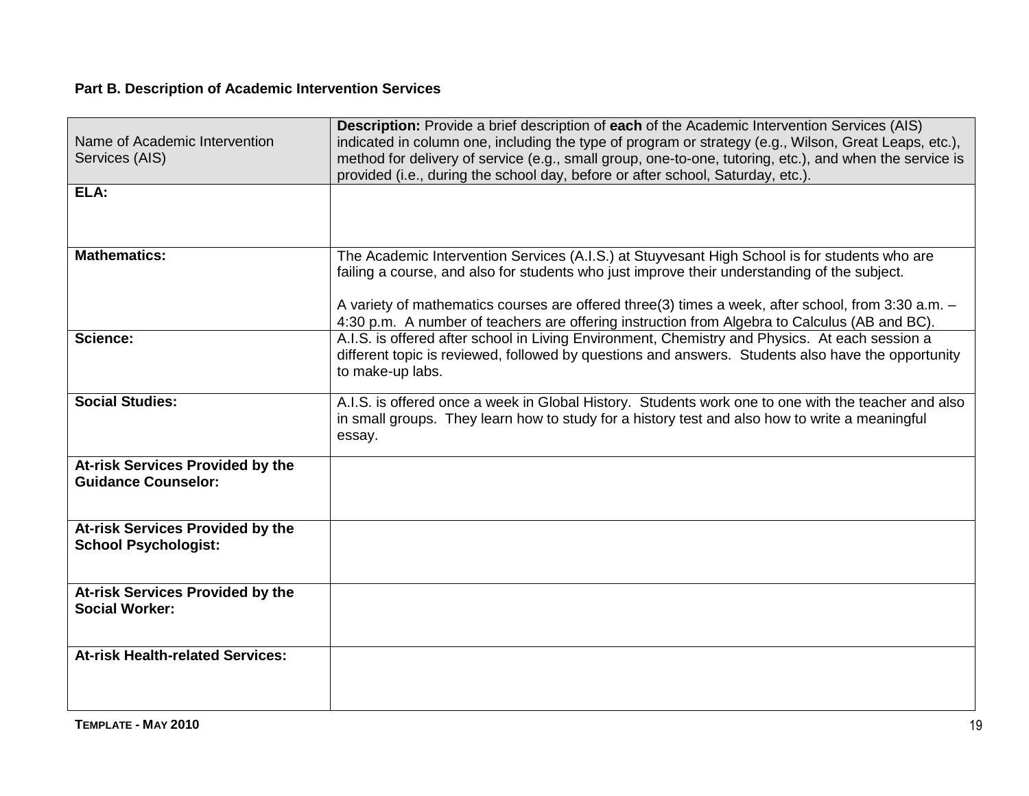**Part B. Description of Academic Intervention Services**

| Name of Academic Intervention Services (AIS) | **Description:** Provide a brief description of **each** of the Academic Intervention Services (AIS) indicated in column one, including the type of program or strategy (e.g., Wilson, Great Leaps, etc.), method for delivery of service (e.g., small group, one-to-one, tutoring, etc.), and when the service is provided (i.e., during the school day, before or after school, Saturday, etc.). |
|---|---|
| **ELA:** | |
| **Mathematics:** | The Academic Intervention Services (A.I.S.) at Stuyvesant High School is for students who are failing a course, and also for students who just improve their understanding of the subject.<br><br>A variety of mathematics courses are offered three(3) times a week, after school, from 3:30 a.m. – 4:30 p.m. A number of teachers are offering instruction from Algebra to Calculus (AB and BC). |
| **Science:** | A.I.S. is offered after school in Living Environment, Chemistry and Physics. At each session a different topic is reviewed, followed by questions and answers. Students also have the opportunity to make-up labs. |
| **Social Studies:** | A.I.S. is offered once a week in Global History. Students work one to one with the teacher and also in small groups. They learn how to study for a history test and also how to write a meaningful essay. |
| **At-risk Services Provided by the Guidance Counselor:** | |
| **At-risk Services Provided by the School Psychologist:** | |
| **At-risk Services Provided by the Social Worker:** | |
| **At-risk Health-related Services:** | |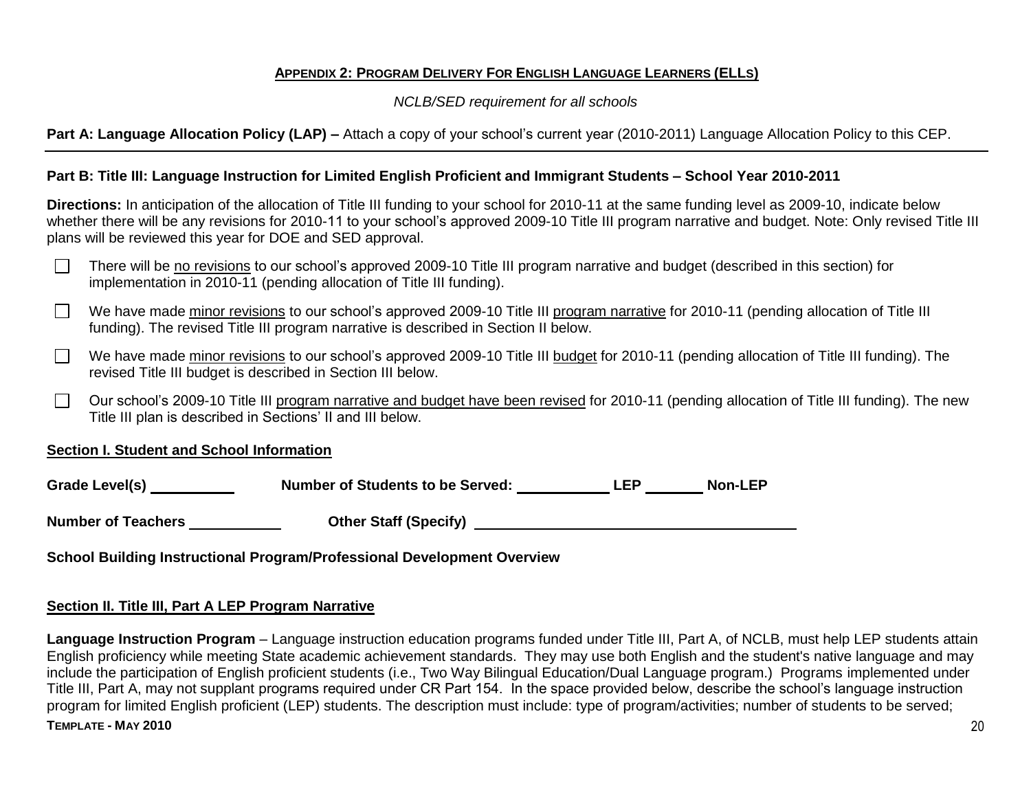## APPENDIX 2: PROGRAM DELIVERY FOR ENGLISH LANGUAGE LEARNERS (ELLS)

*NCLB/SED requirement for all schools*

**Part A: Language Allocation Policy (LAP) –** Attach a copy of your school's current year (2010-2011) Language Allocation Policy to this CEP.

**Part B: Title III: Language Instruction for Limited English Proficient and Immigrant Students – School Year 2010-2011**

**Directions:** In anticipation of the allocation of Title III funding to your school for 2010-11 at the same funding level as 2009-10, indicate below whether there will be any revisions for 2010-11 to your school's approved 2009-10 Title III program narrative and budget. Note: Only revised Title III plans will be reviewed this year for DOE and SED approval.

- ☐ There will be no revisions to our school's approved 2009-10 Title III program narrative and budget (described in this section) for implementation in 2010-11 (pending allocation of Title III funding).
- ☐ We have made minor revisions to our school's approved 2009-10 Title III program narrative for 2010-11 (pending allocation of Title III funding). The revised Title III program narrative is described in Section II below.
- ☐ We have made minor revisions to our school's approved 2009-10 Title III budget for 2010-11 (pending allocation of Title III funding). The revised Title III budget is described in Section III below.
- ☐ Our school's 2009-10 Title III program narrative and budget have been revised for 2010-11 (pending allocation of Title III funding). The new Title III plan is described in Sections' II and III below.

### Section I. Student and School Information

**Grade Level(s)** ________ **Number of Students to be Served:** ________ **LEP** ________ **Non-LEP**

**Number of Teachers** ________ **Other Staff (Specify)** ________________________

**School Building Instructional Program/Professional Development Overview**

### Section II. Title III, Part A LEP Program Narrative

**Language Instruction Program** – Language instruction education programs funded under Title III, Part A, of NCLB, must help LEP students attain English proficiency while meeting State academic achievement standards. They may use both English and the student's native language and may include the participation of English proficient students (i.e., Two Way Bilingual Education/Dual Language program.) Programs implemented under Title III, Part A, may not supplant programs required under CR Part 154. In the space provided below, describe the school's language instruction program for limited English proficient (LEP) students. The description must include: type of program/activities; number of students to be served;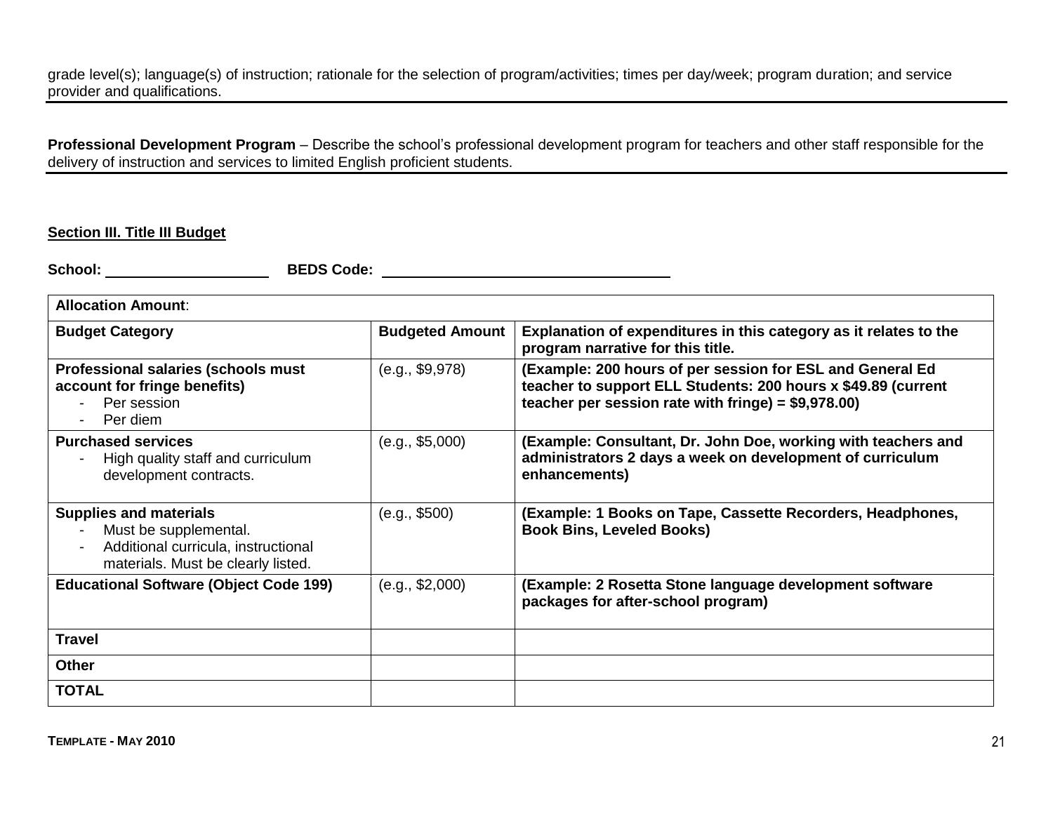grade level(s); language(s) of instruction; rationale for the selection of program/activities; times per day/week; program duration; and service provider and qualifications.

**Professional Development Program** – Describe the school's professional development program for teachers and other staff responsible for the delivery of instruction and services to limited English proficient students.

**Section III. Title III Budget**

**School:** ____________________ **BEDS Code:** ____________________________________

| **Allocation Amount**: | | |
|---|---|---|
| **Budget Category** | **Budgeted Amount** | **Explanation of expenditures in this category as it relates to the program narrative for this title.** |
| **Professional salaries (schools must account for fringe benefits)**<br>- Per session<br>- Per diem | (e.g., $9,978) | **(Example: 200 hours of per session for ESL and General Ed teacher to support ELL Students: 200 hours x $49.89 (current teacher per session rate with fringe) = $9,978.00)** |
| **Purchased services**<br>- High quality staff and curriculum development contracts. | (e.g., $5,000) | **(Example: Consultant, Dr. John Doe, working with teachers and administrators 2 days a week on development of curriculum enhancements)** |
| **Supplies and materials**<br>- Must be supplemental.<br>- Additional curricula, instructional materials. Must be clearly listed. | (e.g., $500) | **(Example: 1 Books on Tape, Cassette Recorders, Headphones, Book Bins, Leveled Books)** |
| **Educational Software (Object Code 199)** | (e.g., $2,000) | **(Example: 2 Rosetta Stone language development software packages for after-school program)** |
| **Travel** | | |
| **Other** | | |
| **TOTAL** | | |

**TEMPLATE - MAY 2010**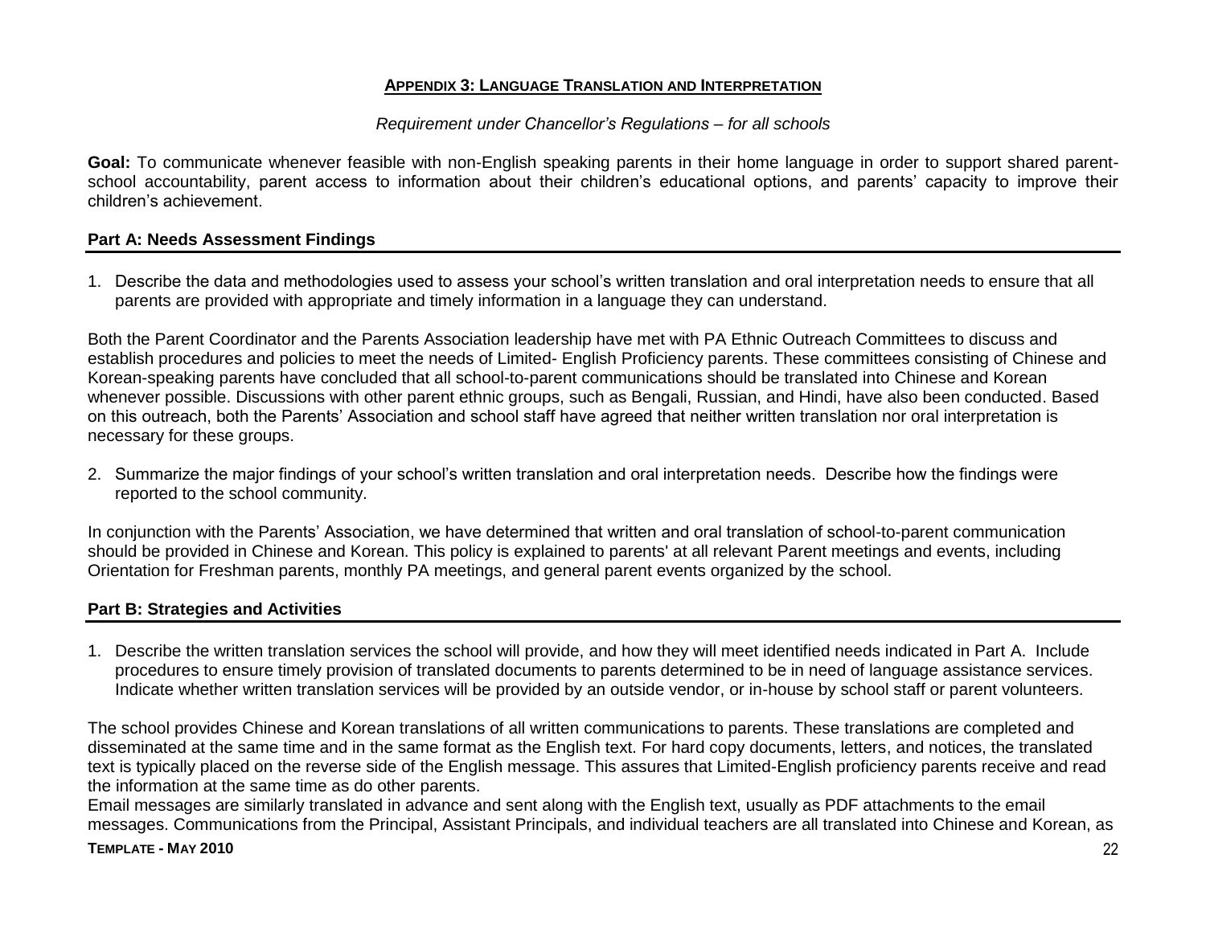## APPENDIX 3: LANGUAGE TRANSLATION AND INTERPRETATION

*Requirement under Chancellor's Regulations – for all schools*

**Goal:** To communicate whenever feasible with non-English speaking parents in their home language in order to support shared parent-school accountability, parent access to information about their children's educational options, and parents' capacity to improve their children's achievement.

### Part A: Needs Assessment Findings

1. Describe the data and methodologies used to assess your school's written translation and oral interpretation needs to ensure that all parents are provided with appropriate and timely information in a language they can understand.

Both the Parent Coordinator and the Parents Association leadership have met with PA Ethnic Outreach Committees to discuss and establish procedures and policies to meet the needs of Limited- English Proficiency parents. These committees consisting of Chinese and Korean-speaking parents have concluded that all school-to-parent communications should be translated into Chinese and Korean whenever possible. Discussions with other parent ethnic groups, such as Bengali, Russian, and Hindi, have also been conducted. Based on this outreach, both the Parents' Association and school staff have agreed that neither written translation nor oral interpretation is necessary for these groups.

2. Summarize the major findings of your school's written translation and oral interpretation needs. Describe how the findings were reported to the school community.

In conjunction with the Parents' Association, we have determined that written and oral translation of school-to-parent communication should be provided in Chinese and Korean. This policy is explained to parents' at all relevant Parent meetings and events, including Orientation for Freshman parents, monthly PA meetings, and general parent events organized by the school.

### Part B: Strategies and Activities

1. Describe the written translation services the school will provide, and how they will meet identified needs indicated in Part A. Include procedures to ensure timely provision of translated documents to parents determined to be in need of language assistance services. Indicate whether written translation services will be provided by an outside vendor, or in-house by school staff or parent volunteers.

The school provides Chinese and Korean translations of all written communications to parents. These translations are completed and disseminated at the same time and in the same format as the English text. For hard copy documents, letters, and notices, the translated text is typically placed on the reverse side of the English message. This assures that Limited-English proficiency parents receive and read the information at the same time as do other parents.
Email messages are similarly translated in advance and sent along with the English text, usually as PDF attachments to the email messages. Communications from the Principal, Assistant Principals, and individual teachers are all translated into Chinese and Korean, as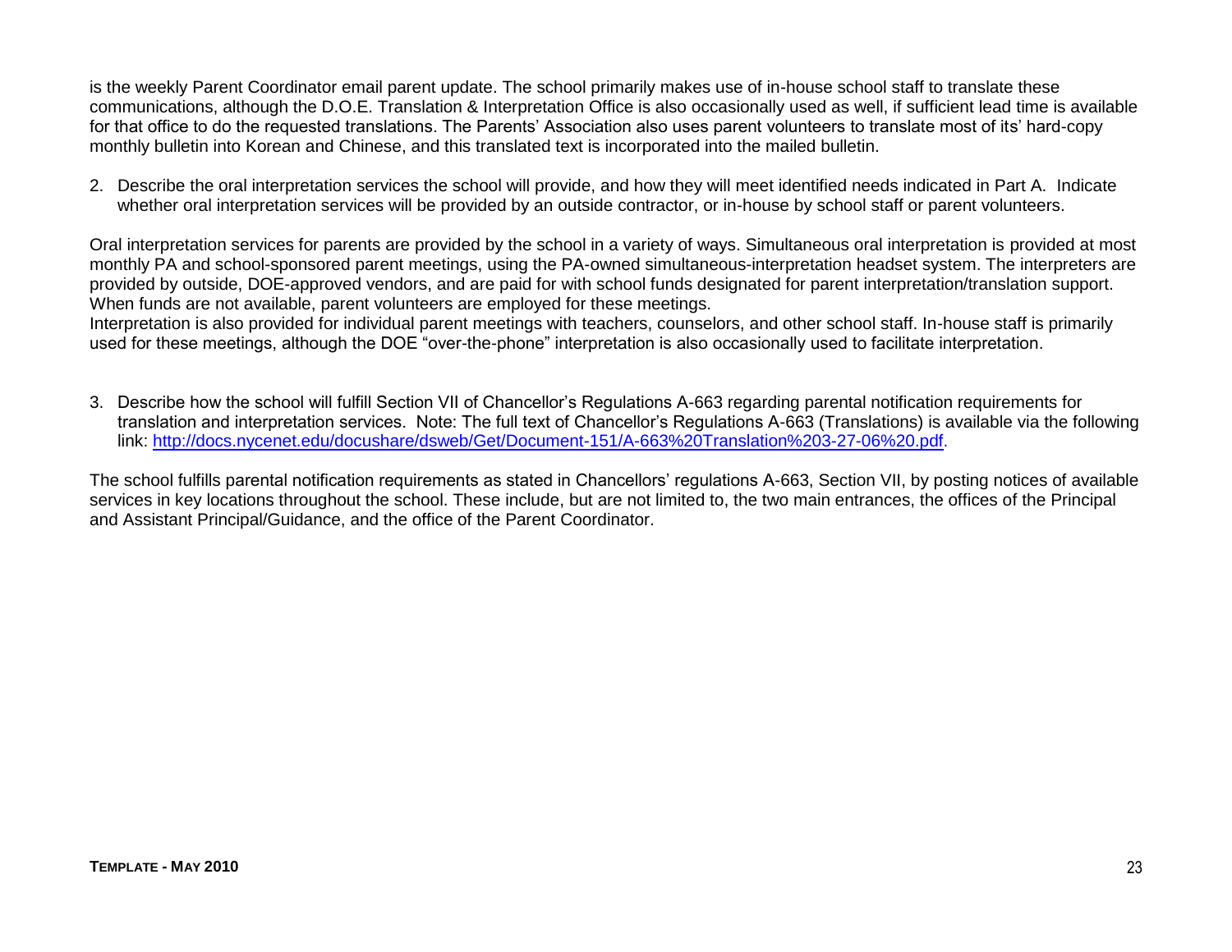is the weekly Parent Coordinator email parent update. The school primarily makes use of in-house school staff to translate these communications, although the D.O.E. Translation & Interpretation Office is also occasionally used as well, if sufficient lead time is available for that office to do the requested translations. The Parents' Association also uses parent volunteers to translate most of its' hard-copy monthly bulletin into Korean and Chinese, and this translated text is incorporated into the mailed bulletin.

2. Describe the oral interpretation services the school will provide, and how they will meet identified needs indicated in Part A. Indicate whether oral interpretation services will be provided by an outside contractor, or in-house by school staff or parent volunteers.

Oral interpretation services for parents are provided by the school in a variety of ways. Simultaneous oral interpretation is provided at most monthly PA and school-sponsored parent meetings, using the PA-owned simultaneous-interpretation headset system. The interpreters are provided by outside, DOE-approved vendors, and are paid for with school funds designated for parent interpretation/translation support. When funds are not available, parent volunteers are employed for these meetings.
Interpretation is also provided for individual parent meetings with teachers, counselors, and other school staff. In-house staff is primarily used for these meetings, although the DOE "over-the-phone" interpretation is also occasionally used to facilitate interpretation.

3. Describe how the school will fulfill Section VII of Chancellor's Regulations A-663 regarding parental notification requirements for translation and interpretation services. Note: The full text of Chancellor's Regulations A-663 (Translations) is available via the following link: [http://docs.nycenet.edu/docushare/dsweb/Get/Document-151/A-663%20Translation%203-27-06%20.pdf](http://docs.nycenet.edu/docushare/dsweb/Get/Document-151/A-663%20Translation%203-27-06%20.pdf).

The school fulfills parental notification requirements as stated in Chancellors' regulations A-663, Section VII, by posting notices of available services in key locations throughout the school. These include, but are not limited to, the two main entrances, the offices of the Principal and Assistant Principal/Guidance, and the office of the Parent Coordinator.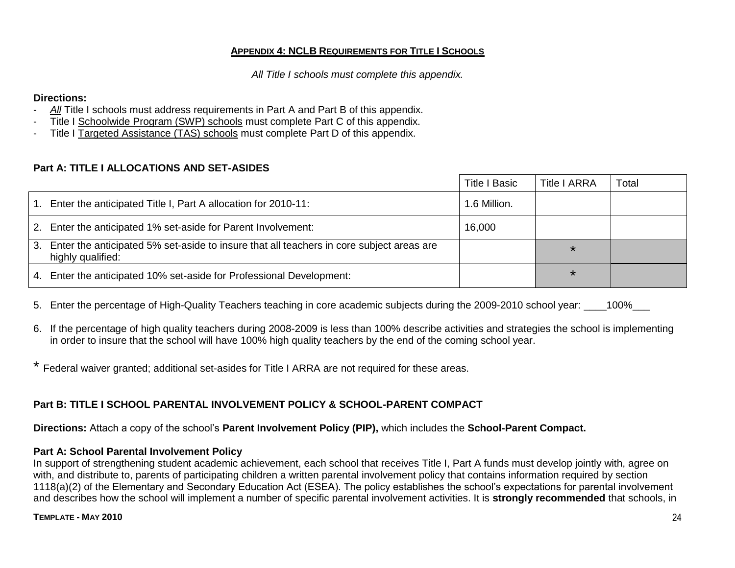## APPENDIX 4: NCLB REQUIREMENTS FOR TITLE I SCHOOLS

*All Title I schools must complete this appendix.*

**Directions:**

- *All* Title I schools must address requirements in Part A and Part B of this appendix.
- Title I Schoolwide Program (SWP) schools must complete Part C of this appendix.
- Title I Targeted Assistance (TAS) schools must complete Part D of this appendix.

### Part A: TITLE I ALLOCATIONS AND SET-ASIDES

| | Title I Basic | Title I ARRA | Total |
|---|---|---|---|
| 1. Enter the anticipated Title I, Part A allocation for 2010-11: | 1.6 Million. | | |
| 2. Enter the anticipated 1% set-aside for Parent Involvement: | 16,000 | | |
| 3. Enter the anticipated 5% set-aside to insure that all teachers in core subject areas are highly qualified: | | * | |
| 4. Enter the anticipated 10% set-aside for Professional Development: | | * | |

5. Enter the percentage of High-Quality Teachers teaching in core academic subjects during the 2009-2010 school year: ____100%___

6. If the percentage of high quality teachers during 2008-2009 is less than 100% describe activities and strategies the school is implementing in order to insure that the school will have 100% high quality teachers by the end of the coming school year.

\* Federal waiver granted; additional set-asides for Title I ARRA are not required for these areas.

### Part B: TITLE I SCHOOL PARENTAL INVOLVEMENT POLICY & SCHOOL-PARENT COMPACT

**Directions:** Attach a copy of the school's **Parent Involvement Policy (PIP),** which includes the **School-Parent Compact.**

**Part A: School Parental Involvement Policy**

In support of strengthening student academic achievement, each school that receives Title I, Part A funds must develop jointly with, agree on with, and distribute to, parents of participating children a written parental involvement policy that contains information required by section 1118(a)(2) of the Elementary and Secondary Education Act (ESEA). The policy establishes the school's expectations for parental involvement and describes how the school will implement a number of specific parental involvement activities. It is **strongly recommended** that schools, in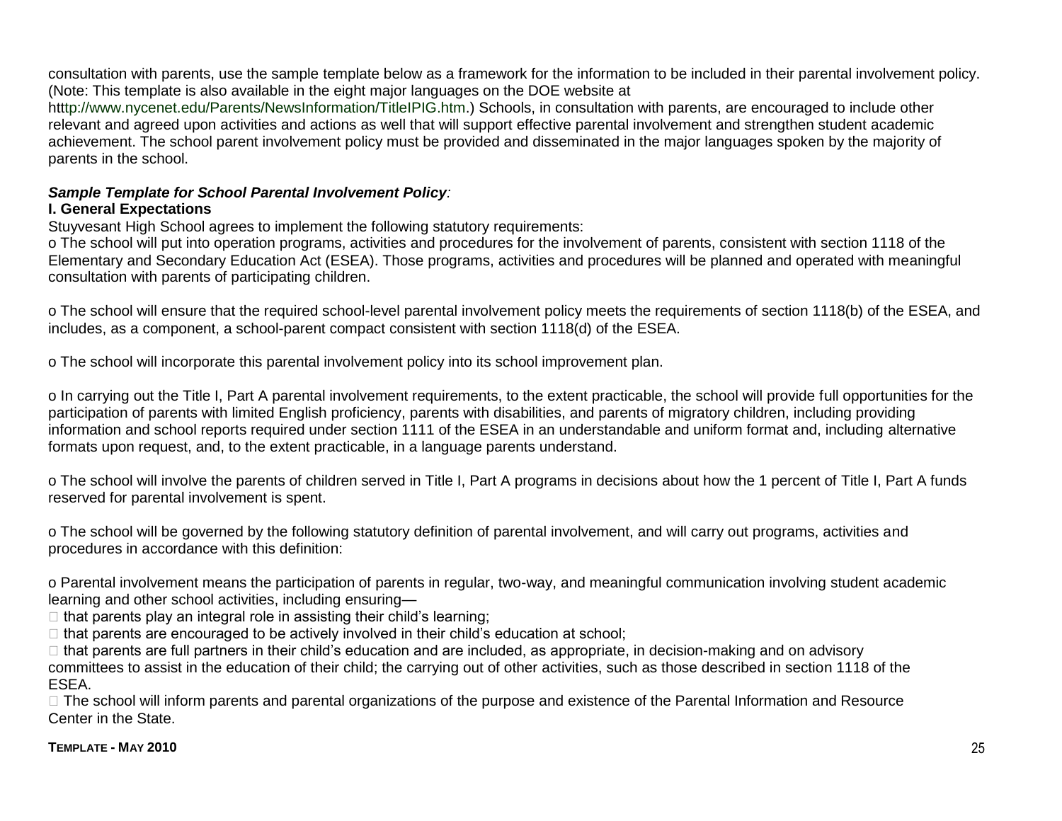consultation with parents, use the sample template below as a framework for the information to be included in their parental involvement policy. (Note: This template is also available in the eight major languages on the DOE website at htttp://www.nycenet.edu/Parents/NewsInformation/TitleIPIG.htm.) Schools, in consultation with parents, are encouraged to include other relevant and agreed upon activities and actions as well that will support effective parental involvement and strengthen student academic achievement. The school parent involvement policy must be provided and disseminated in the major languages spoken by the majority of parents in the school.

***Sample Template for School Parental Involvement Policy**:*

**I. General Expectations**

Stuyvesant High School agrees to implement the following statutory requirements:

o The school will put into operation programs, activities and procedures for the involvement of parents, consistent with section 1118 of the Elementary and Secondary Education Act (ESEA). Those programs, activities and procedures will be planned and operated with meaningful consultation with parents of participating children.

o The school will ensure that the required school-level parental involvement policy meets the requirements of section 1118(b) of the ESEA, and includes, as a component, a school-parent compact consistent with section 1118(d) of the ESEA.

o The school will incorporate this parental involvement policy into its school improvement plan.

o In carrying out the Title I, Part A parental involvement requirements, to the extent practicable, the school will provide full opportunities for the participation of parents with limited English proficiency, parents with disabilities, and parents of migratory children, including providing information and school reports required under section 1111 of the ESEA in an understandable and uniform format and, including alternative formats upon request, and, to the extent practicable, in a language parents understand.

o The school will involve the parents of children served in Title I, Part A programs in decisions about how the 1 percent of Title I, Part A funds reserved for parental involvement is spent.

o The school will be governed by the following statutory definition of parental involvement, and will carry out programs, activities and procedures in accordance with this definition:

o Parental involvement means the participation of parents in regular, two-way, and meaningful communication involving student academic learning and other school activities, including ensuring—

- that parents play an integral role in assisting their child's learning;
- that parents are encouraged to be actively involved in their child's education at school;
- that parents are full partners in their child's education and are included, as appropriate, in decision-making and on advisory committees to assist in the education of their child; the carrying out of other activities, such as those described in section 1118 of the ESEA.
- The school will inform parents and parental organizations of the purpose and existence of the Parental Information and Resource Center in the State.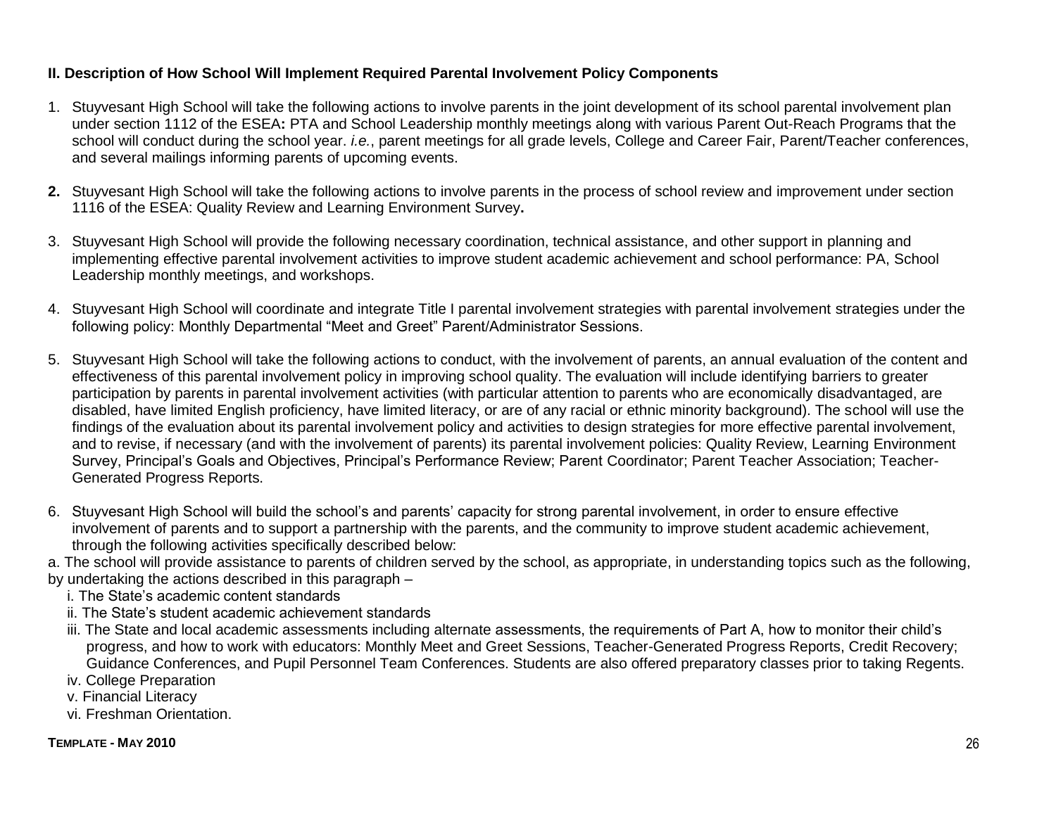**II. Description of How School Will Implement Required Parental Involvement Policy Components**

1. Stuyvesant High School will take the following actions to involve parents in the joint development of its school parental involvement plan under section 1112 of the ESEA**:** PTA and School Leadership monthly meetings along with various Parent Out-Reach Programs that the school will conduct during the school year. *i.e.*, parent meetings for all grade levels, College and Career Fair, Parent/Teacher conferences, and several mailings informing parents of upcoming events.

2. Stuyvesant High School will take the following actions to involve parents in the process of school review and improvement under section 1116 of the ESEA: Quality Review and Learning Environment Survey**.**

3. Stuyvesant High School will provide the following necessary coordination, technical assistance, and other support in planning and implementing effective parental involvement activities to improve student academic achievement and school performance: PA, School Leadership monthly meetings, and workshops.

4. Stuyvesant High School will coordinate and integrate Title I parental involvement strategies with parental involvement strategies under the following policy: Monthly Departmental "Meet and Greet" Parent/Administrator Sessions.

5. Stuyvesant High School will take the following actions to conduct, with the involvement of parents, an annual evaluation of the content and effectiveness of this parental involvement policy in improving school quality. The evaluation will include identifying barriers to greater participation by parents in parental involvement activities (with particular attention to parents who are economically disadvantaged, are disabled, have limited English proficiency, have limited literacy, or are of any racial or ethnic minority background). The school will use the findings of the evaluation about its parental involvement policy and activities to design strategies for more effective parental involvement, and to revise, if necessary (and with the involvement of parents) its parental involvement policies: Quality Review, Learning Environment Survey, Principal's Goals and Objectives, Principal's Performance Review; Parent Coordinator; Parent Teacher Association; Teacher-Generated Progress Reports.

6. Stuyvesant High School will build the school's and parents' capacity for strong parental involvement, in order to ensure effective involvement of parents and to support a partnership with the parents, and the community to improve student academic achievement, through the following activities specifically described below:

a. The school will provide assistance to parents of children served by the school, as appropriate, in understanding topics such as the following, by undertaking the actions described in this paragraph –

i. The State's academic content standards
ii. The State's student academic achievement standards
iii. The State and local academic assessments including alternate assessments, the requirements of Part A, how to monitor their child's progress, and how to work with educators: Monthly Meet and Greet Sessions, Teacher-Generated Progress Reports, Credit Recovery; Guidance Conferences, and Pupil Personnel Team Conferences. Students are also offered preparatory classes prior to taking Regents.
iv. College Preparation
v. Financial Literacy
vi. Freshman Orientation.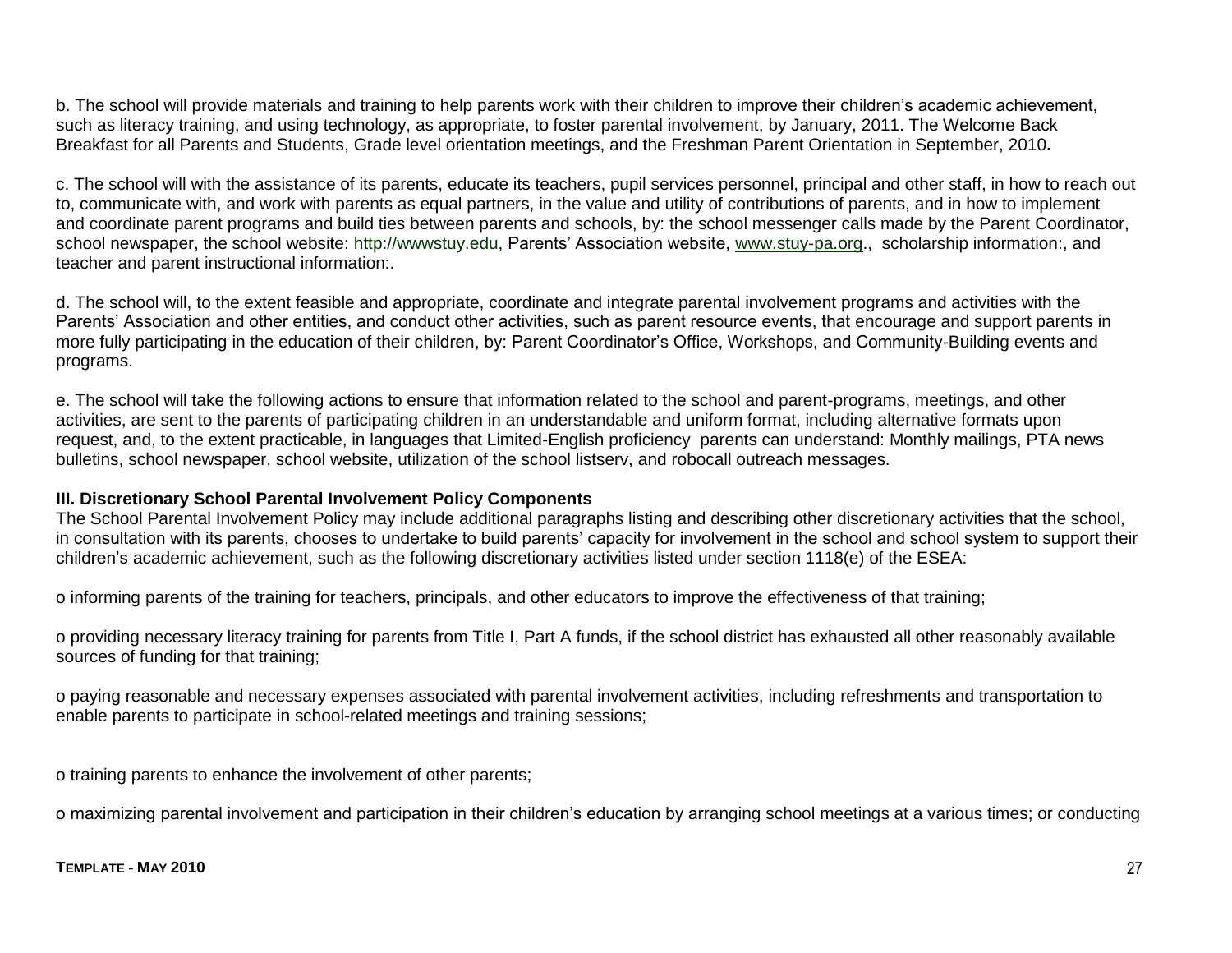b. The school will provide materials and training to help parents work with their children to improve their children's academic achievement, such as literacy training, and using technology, as appropriate, to foster parental involvement, by January, 2011. The Welcome Back Breakfast for all Parents and Students, Grade level orientation meetings, and the Freshman Parent Orientation in September, 2010**.**

c. The school will with the assistance of its parents, educate its teachers, pupil services personnel, principal and other staff, in how to reach out to, communicate with, and work with parents as equal partners, in the value and utility of contributions of parents, and in how to implement and coordinate parent programs and build ties between parents and schools, by: the school messenger calls made by the Parent Coordinator, school newspaper, the school website: http://wwwstuy.edu, Parents' Association website, www.stuy-pa.org., scholarship information:, and teacher and parent instructional information:.

d. The school will, to the extent feasible and appropriate, coordinate and integrate parental involvement programs and activities with the Parents' Association and other entities, and conduct other activities, such as parent resource events, that encourage and support parents in more fully participating in the education of their children, by: Parent Coordinator's Office, Workshops, and Community-Building events and programs.

e. The school will take the following actions to ensure that information related to the school and parent-programs, meetings, and other activities, are sent to the parents of participating children in an understandable and uniform format, including alternative formats upon request, and, to the extent practicable, in languages that Limited-English proficiency parents can understand: Monthly mailings, PTA news bulletins, school newspaper, school website, utilization of the school listserv, and robocall outreach messages.

**III. Discretionary School Parental Involvement Policy Components**

The School Parental Involvement Policy may include additional paragraphs listing and describing other discretionary activities that the school, in consultation with its parents, chooses to undertake to build parents' capacity for involvement in the school and school system to support their children's academic achievement, such as the following discretionary activities listed under section 1118(e) of the ESEA:

o informing parents of the training for teachers, principals, and other educators to improve the effectiveness of that training;

o providing necessary literacy training for parents from Title I, Part A funds, if the school district has exhausted all other reasonably available sources of funding for that training;

o paying reasonable and necessary expenses associated with parental involvement activities, including refreshments and transportation to enable parents to participate in school-related meetings and training sessions;

o training parents to enhance the involvement of other parents;

o maximizing parental involvement and participation in their children's education by arranging school meetings at a various times; or conducting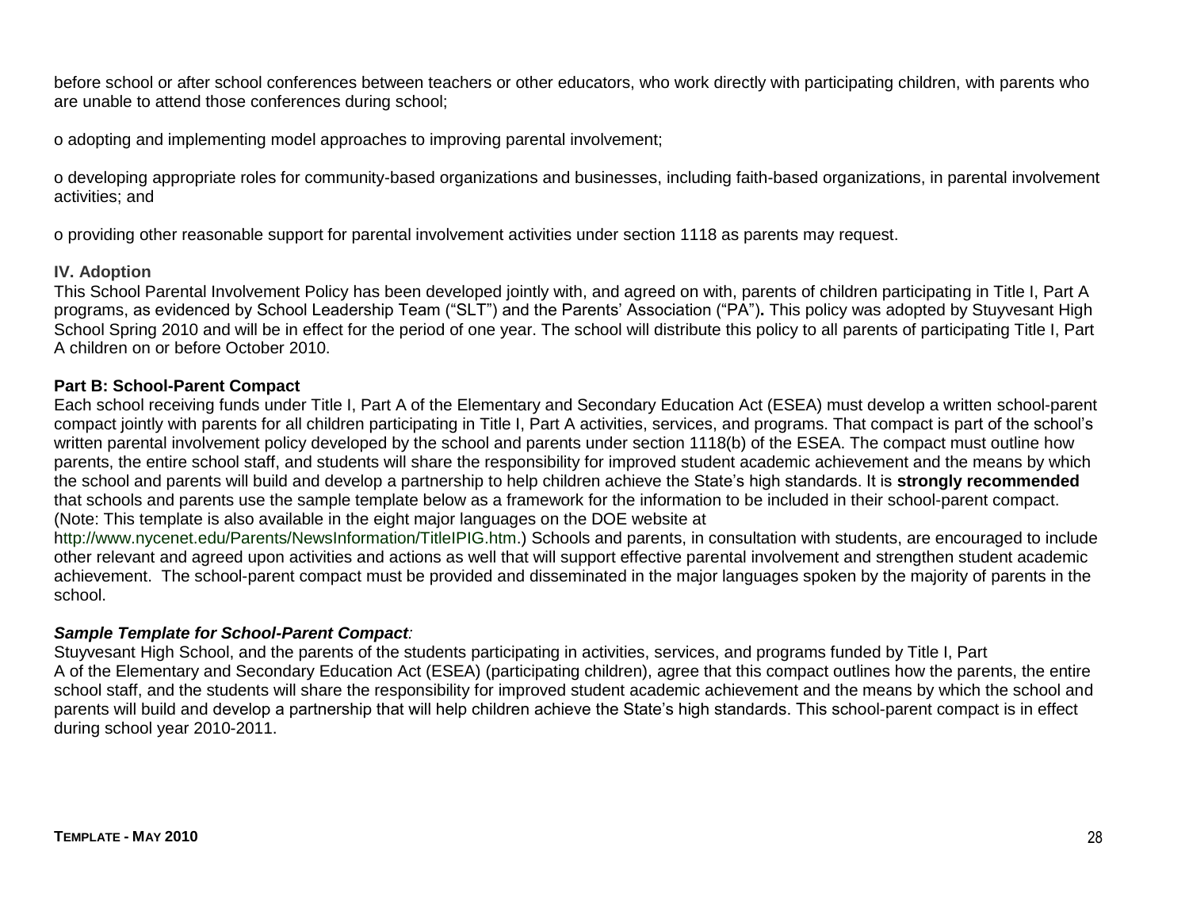before school or after school conferences between teachers or other educators, who work directly with participating children, with parents who are unable to attend those conferences during school;

o adopting and implementing model approaches to improving parental involvement;

o developing appropriate roles for community-based organizations and businesses, including faith-based organizations, in parental involvement activities; and

o providing other reasonable support for parental involvement activities under section 1118 as parents may request.

### IV. Adoption

This School Parental Involvement Policy has been developed jointly with, and agreed on with, parents of children participating in Title I, Part A programs, as evidenced by School Leadership Team ("SLT") and the Parents' Association ("PA")**.** This policy was adopted by Stuyvesant High School Spring 2010 and will be in effect for the period of one year. The school will distribute this policy to all parents of participating Title I, Part A children on or before October 2010.

### Part B: School-Parent Compact

Each school receiving funds under Title I, Part A of the Elementary and Secondary Education Act (ESEA) must develop a written school-parent compact jointly with parents for all children participating in Title I, Part A activities, services, and programs. That compact is part of the school's written parental involvement policy developed by the school and parents under section 1118(b) of the ESEA. The compact must outline how parents, the entire school staff, and students will share the responsibility for improved student academic achievement and the means by which the school and parents will build and develop a partnership to help children achieve the State's high standards. It is **strongly recommended** that schools and parents use the sample template below as a framework for the information to be included in their school-parent compact. (Note: This template is also available in the eight major languages on the DOE website at http://www.nycenet.edu/Parents/NewsInformation/TitleIPIG.htm.) Schools and parents, in consultation with students, are encouraged to include other relevant and agreed upon activities and actions as well that will support effective parental involvement and strengthen student academic achievement. The school-parent compact must be provided and disseminated in the major languages spoken by the majority of parents in the school.

***Sample Template for School-Parent Compact****:*

Stuyvesant High School, and the parents of the students participating in activities, services, and programs funded by Title I, Part A of the Elementary and Secondary Education Act (ESEA) (participating children), agree that this compact outlines how the parents, the entire school staff, and the students will share the responsibility for improved student academic achievement and the means by which the school and parents will build and develop a partnership that will help children achieve the State's high standards. This school-parent compact is in effect during school year 2010-2011.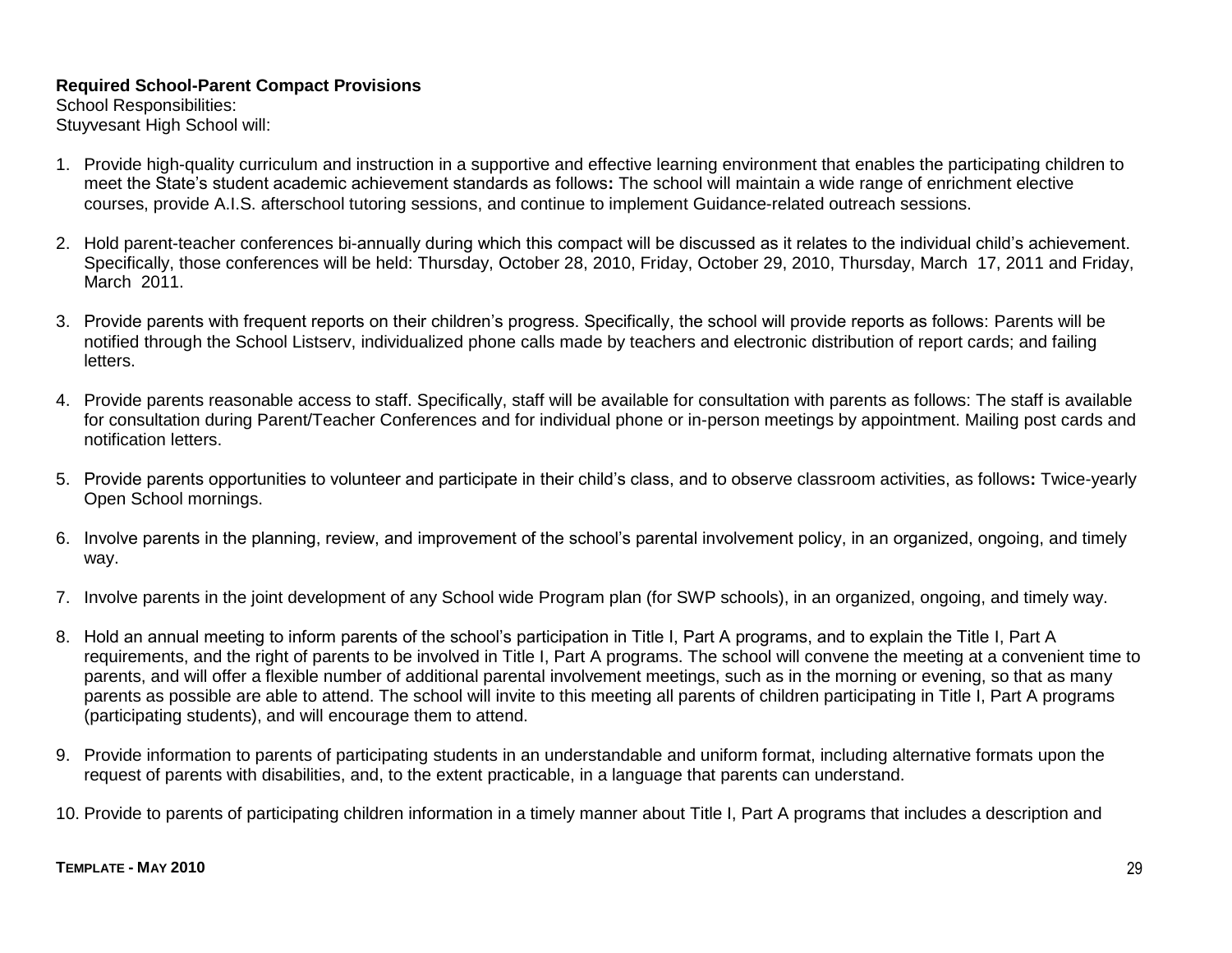**Required School-Parent Compact Provisions**

School Responsibilities:

Stuyvesant High School will:

1. Provide high-quality curriculum and instruction in a supportive and effective learning environment that enables the participating children to meet the State's student academic achievement standards as follows**:** The school will maintain a wide range of enrichment elective courses, provide A.I.S. afterschool tutoring sessions, and continue to implement Guidance-related outreach sessions.

2. Hold parent-teacher conferences bi-annually during which this compact will be discussed as it relates to the individual child's achievement. Specifically, those conferences will be held: Thursday, October 28, 2010, Friday, October 29, 2010, Thursday, March 17, 2011 and Friday, March 2011.

3. Provide parents with frequent reports on their children's progress. Specifically, the school will provide reports as follows: Parents will be notified through the School Listserv, individualized phone calls made by teachers and electronic distribution of report cards; and failing letters.

4. Provide parents reasonable access to staff. Specifically, staff will be available for consultation with parents as follows: The staff is available for consultation during Parent/Teacher Conferences and for individual phone or in-person meetings by appointment. Mailing post cards and notification letters.

5. Provide parents opportunities to volunteer and participate in their child's class, and to observe classroom activities, as follows**:** Twice-yearly Open School mornings.

6. Involve parents in the planning, review, and improvement of the school's parental involvement policy, in an organized, ongoing, and timely way.

7. Involve parents in the joint development of any School wide Program plan (for SWP schools), in an organized, ongoing, and timely way.

8. Hold an annual meeting to inform parents of the school's participation in Title I, Part A programs, and to explain the Title I, Part A requirements, and the right of parents to be involved in Title I, Part A programs. The school will convene the meeting at a convenient time to parents, and will offer a flexible number of additional parental involvement meetings, such as in the morning or evening, so that as many parents as possible are able to attend. The school will invite to this meeting all parents of children participating in Title I, Part A programs (participating students), and will encourage them to attend.

9. Provide information to parents of participating students in an understandable and uniform format, including alternative formats upon the request of parents with disabilities, and, to the extent practicable, in a language that parents can understand.

10. Provide to parents of participating children information in a timely manner about Title I, Part A programs that includes a description and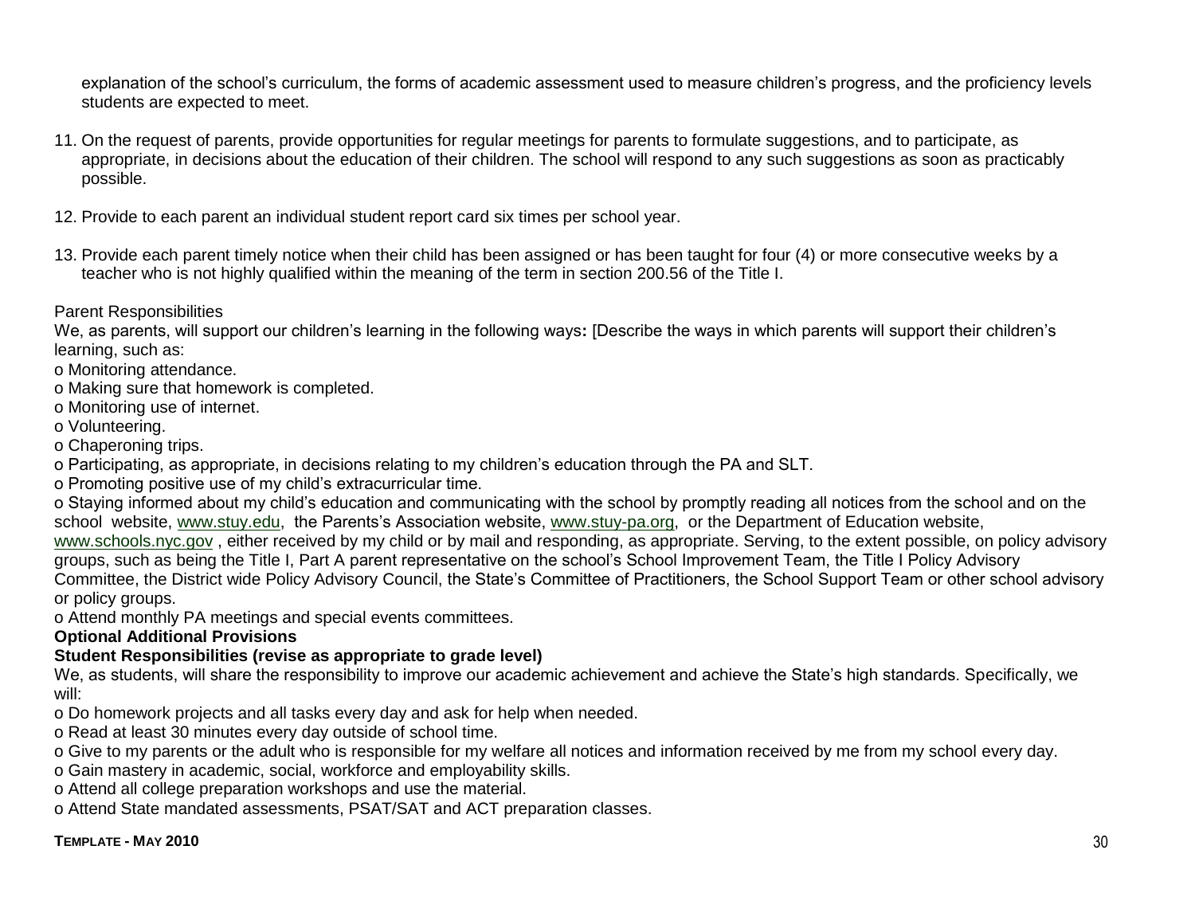explanation of the school's curriculum, the forms of academic assessment used to measure children's progress, and the proficiency levels students are expected to meet.

11. On the request of parents, provide opportunities for regular meetings for parents to formulate suggestions, and to participate, as appropriate, in decisions about the education of their children. The school will respond to any such suggestions as soon as practicably possible.

12. Provide to each parent an individual student report card six times per school year.

13. Provide each parent timely notice when their child has been assigned or has been taught for four (4) or more consecutive weeks by a teacher who is not highly qualified within the meaning of the term in section 200.56 of the Title I.

Parent Responsibilities

We, as parents, will support our children's learning in the following ways**:** [Describe the ways in which parents will support their children's learning, such as:

- o Monitoring attendance.
- o Making sure that homework is completed.
- o Monitoring use of internet.
- o Volunteering.
- o Chaperoning trips.
- o Participating, as appropriate, in decisions relating to my children's education through the PA and SLT.
- o Promoting positive use of my child's extracurricular time.
- o Staying informed about my child's education and communicating with the school by promptly reading all notices from the school and on the school website, www.stuy.edu, the Parents's Association website, www.stuy-pa.org, or the Department of Education website, www.schools.nyc.gov , either received by my child or by mail and responding, as appropriate. Serving, to the extent possible, on policy advisory groups, such as being the Title I, Part A parent representative on the school's School Improvement Team, the Title I Policy Advisory Committee, the District wide Policy Advisory Council, the State's Committee of Practitioners, the School Support Team or other school advisory or policy groups.
- o Attend monthly PA meetings and special events committees.

**Optional Additional Provisions**

**Student Responsibilities (revise as appropriate to grade level)**

We, as students, will share the responsibility to improve our academic achievement and achieve the State's high standards. Specifically, we will:

- o Do homework projects and all tasks every day and ask for help when needed.
- o Read at least 30 minutes every day outside of school time.
- o Give to my parents or the adult who is responsible for my welfare all notices and information received by me from my school every day.
- o Gain mastery in academic, social, workforce and employability skills.
- o Attend all college preparation workshops and use the material.
- o Attend State mandated assessments, PSAT/SAT and ACT preparation classes.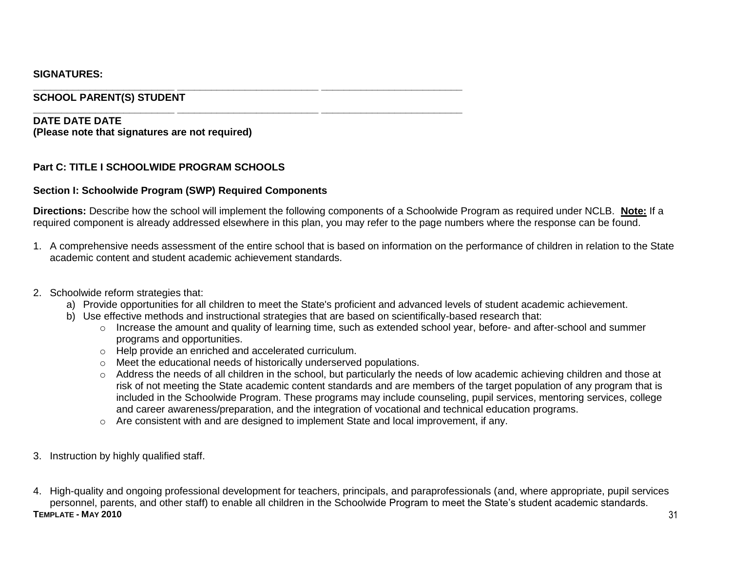**SIGNATURES:**

_________________________ _________________________ _________________________

**SCHOOL PARENT(S) STUDENT**

_________________________ _________________________ _________________________

**DATE DATE DATE**

**(Please note that signatures are not required)**

**Part C: TITLE I SCHOOLWIDE PROGRAM SCHOOLS**

**Section I: Schoolwide Program (SWP) Required Components**

**Directions:** Describe how the school will implement the following components of a Schoolwide Program as required under NCLB. **Note:** If a required component is already addressed elsewhere in this plan, you may refer to the page numbers where the response can be found.

1. A comprehensive needs assessment of the entire school that is based on information on the performance of children in relation to the State academic content and student academic achievement standards.

2. Schoolwide reform strategies that:
   a) Provide opportunities for all children to meet the State's proficient and advanced levels of student academic achievement.
   b) Use effective methods and instructional strategies that are based on scientifically-based research that:
      - Increase the amount and quality of learning time, such as extended school year, before- and after-school and summer programs and opportunities.
      - Help provide an enriched and accelerated curriculum.
      - Meet the educational needs of historically underserved populations.
      - Address the needs of all children in the school, but particularly the needs of low academic achieving children and those at risk of not meeting the State academic content standards and are members of the target population of any program that is included in the Schoolwide Program. These programs may include counseling, pupil services, mentoring services, college and career awareness/preparation, and the integration of vocational and technical education programs.
      - Are consistent with and are designed to implement State and local improvement, if any.

3. Instruction by highly qualified staff.

4. High-quality and ongoing professional development for teachers, principals, and paraprofessionals (and, where appropriate, pupil services personnel, parents, and other staff) to enable all children in the Schoolwide Program to meet the State's student academic standards.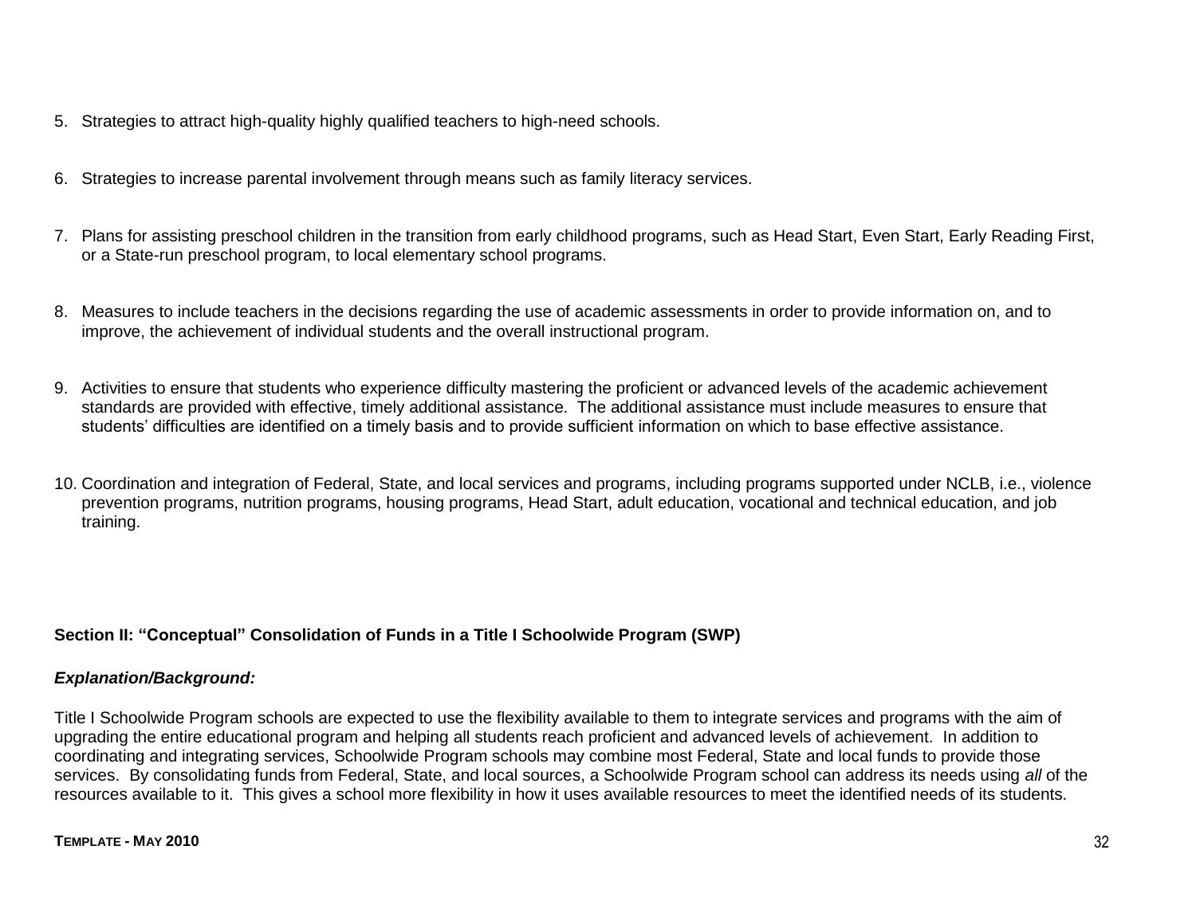5. Strategies to attract high-quality highly qualified teachers to high-need schools.

6. Strategies to increase parental involvement through means such as family literacy services.

7. Plans for assisting preschool children in the transition from early childhood programs, such as Head Start, Even Start, Early Reading First, or a State-run preschool program, to local elementary school programs.

8. Measures to include teachers in the decisions regarding the use of academic assessments in order to provide information on, and to improve, the achievement of individual students and the overall instructional program.

9. Activities to ensure that students who experience difficulty mastering the proficient or advanced levels of the academic achievement standards are provided with effective, timely additional assistance. The additional assistance must include measures to ensure that students' difficulties are identified on a timely basis and to provide sufficient information on which to base effective assistance.

10. Coordination and integration of Federal, State, and local services and programs, including programs supported under NCLB, i.e., violence prevention programs, nutrition programs, housing programs, Head Start, adult education, vocational and technical education, and job training.

**Section II: "Conceptual" Consolidation of Funds in a Title I Schoolwide Program (SWP)**

***Explanation/Background:***

Title I Schoolwide Program schools are expected to use the flexibility available to them to integrate services and programs with the aim of upgrading the entire educational program and helping all students reach proficient and advanced levels of achievement. In addition to coordinating and integrating services, Schoolwide Program schools may combine most Federal, State and local funds to provide those services. By consolidating funds from Federal, State, and local sources, a Schoolwide Program school can address its needs using *all* of the resources available to it. This gives a school more flexibility in how it uses available resources to meet the identified needs of its students.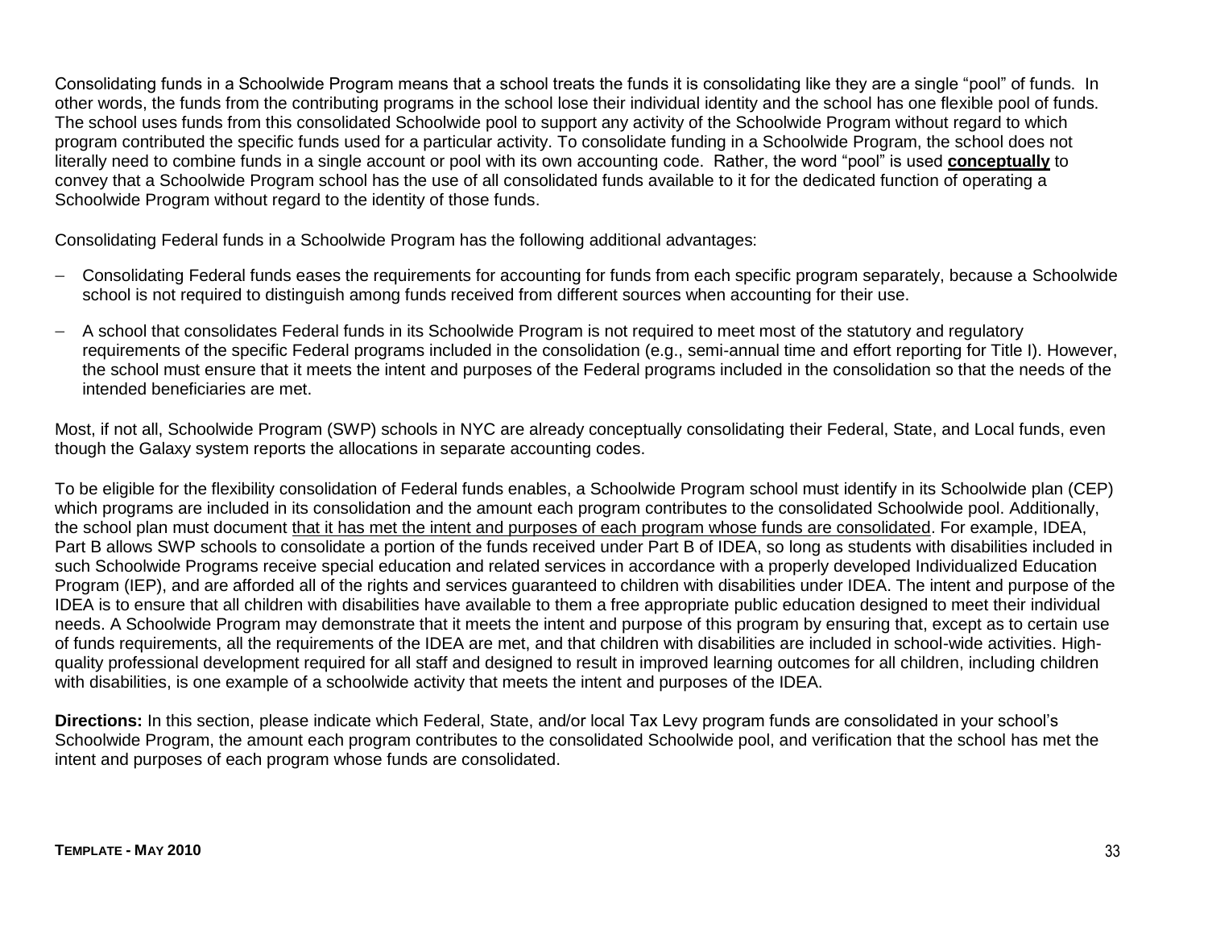Consolidating funds in a Schoolwide Program means that a school treats the funds it is consolidating like they are a single "pool" of funds. In other words, the funds from the contributing programs in the school lose their individual identity and the school has one flexible pool of funds. The school uses funds from this consolidated Schoolwide pool to support any activity of the Schoolwide Program without regard to which program contributed the specific funds used for a particular activity. To consolidate funding in a Schoolwide Program, the school does not literally need to combine funds in a single account or pool with its own accounting code. Rather, the word "pool" is used **conceptually** to convey that a Schoolwide Program school has the use of all consolidated funds available to it for the dedicated function of operating a Schoolwide Program without regard to the identity of those funds.

Consolidating Federal funds in a Schoolwide Program has the following additional advantages:

- Consolidating Federal funds eases the requirements for accounting for funds from each specific program separately, because a Schoolwide school is not required to distinguish among funds received from different sources when accounting for their use.
- A school that consolidates Federal funds in its Schoolwide Program is not required to meet most of the statutory and regulatory requirements of the specific Federal programs included in the consolidation (e.g., semi-annual time and effort reporting for Title I). However, the school must ensure that it meets the intent and purposes of the Federal programs included in the consolidation so that the needs of the intended beneficiaries are met.

Most, if not all, Schoolwide Program (SWP) schools in NYC are already conceptually consolidating their Federal, State, and Local funds, even though the Galaxy system reports the allocations in separate accounting codes.

To be eligible for the flexibility consolidation of Federal funds enables, a Schoolwide Program school must identify in its Schoolwide plan (CEP) which programs are included in its consolidation and the amount each program contributes to the consolidated Schoolwide pool. Additionally, the school plan must document that it has met the intent and purposes of each program whose funds are consolidated. For example, IDEA, Part B allows SWP schools to consolidate a portion of the funds received under Part B of IDEA, so long as students with disabilities included in such Schoolwide Programs receive special education and related services in accordance with a properly developed Individualized Education Program (IEP), and are afforded all of the rights and services guaranteed to children with disabilities under IDEA. The intent and purpose of the IDEA is to ensure that all children with disabilities have available to them a free appropriate public education designed to meet their individual needs. A Schoolwide Program may demonstrate that it meets the intent and purpose of this program by ensuring that, except as to certain use of funds requirements, all the requirements of the IDEA are met, and that children with disabilities are included in school-wide activities. High-quality professional development required for all staff and designed to result in improved learning outcomes for all children, including children with disabilities, is one example of a schoolwide activity that meets the intent and purposes of the IDEA.

**Directions:** In this section, please indicate which Federal, State, and/or local Tax Levy program funds are consolidated in your school's Schoolwide Program, the amount each program contributes to the consolidated Schoolwide pool, and verification that the school has met the intent and purposes of each program whose funds are consolidated.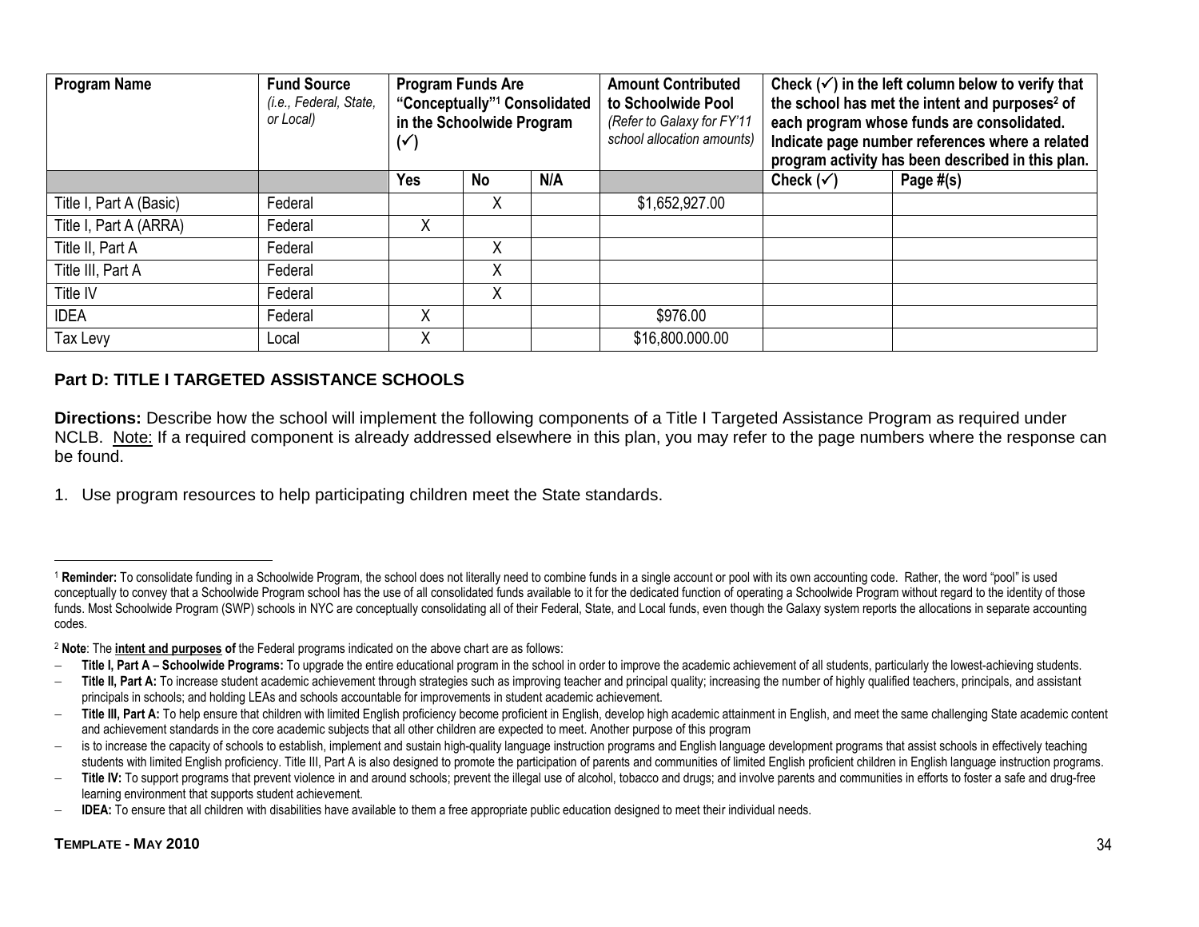| Program Name | Fund Source *(i.e., Federal, State, or Local)* | Program Funds Are "Conceptually"[1] Consolidated in the Schoolwide Program (✓) | | | Amount Contributed to Schoolwide Pool *(Refer to Galaxy for FY'11 school allocation amounts)* | Check (✓) in the left column below to verify that the school has met the intent and purposes[2] of each program whose funds are consolidated. Indicate page number references where a related program activity has been described in this plan. | |
|---|---|---|---|---|---|---|---|
| | | Yes | No | N/A | | Check (✓) | Page #(s) |
| Title I, Part A (Basic) | Federal | | X | | $1,652,927.00 | | |
| Title I, Part A (ARRA) | Federal | X | | | | | |
| Title II, Part A | Federal | | X | | | | |
| Title III, Part A | Federal | | X | | | | |
| Title IV | Federal | | X | | | | |
| IDEA | Federal | X | | | $976.00 | | |
| Tax Levy | Local | X | | | $16,800.000.00 | | |

## Part D: TITLE I TARGETED ASSISTANCE SCHOOLS

**Directions:** Describe how the school will implement the following components of a Title I Targeted Assistance Program as required under NCLB. Note: If a required component is already addressed elsewhere in this plan, you may refer to the page numbers where the response can be found.

1. Use program resources to help participating children meet the State standards.

---

[1] **Reminder:** To consolidate funding in a Schoolwide Program, the school does not literally need to combine funds in a single account or pool with its own accounting code. Rather, the word "pool" is used conceptually to convey that a Schoolwide Program school has the use of all consolidated funds available to it for the dedicated function of operating a Schoolwide Program without regard to the identity of those funds. Most Schoolwide Program (SWP) schools in NYC are conceptually consolidating all of their Federal, State, and Local funds, even though the Galaxy system reports the allocations in separate accounting codes.

[2] **Note**: The **intent and purposes of** the Federal programs indicated on the above chart are as follows:

- **Title I, Part A – Schoolwide Programs:** To upgrade the entire educational program in the school in order to improve the academic achievement of all students, particularly the lowest-achieving students.
- **Title II, Part A:** To increase student academic achievement through strategies such as improving teacher and principal quality; increasing the number of highly qualified teachers, principals, and assistant principals in schools; and holding LEAs and schools accountable for improvements in student academic achievement.
- **Title III, Part A:** To help ensure that children with limited English proficiency become proficient in English, develop high academic attainment in English, and meet the same challenging State academic content and achievement standards in the core academic subjects that all other children are expected to meet. Another purpose of this program
- is to increase the capacity of schools to establish, implement and sustain high-quality language instruction programs and English language development programs that assist schools in effectively teaching students with limited English proficiency. Title III, Part A is also designed to promote the participation of parents and communities of limited English proficient children in English language instruction programs.
- **Title IV:** To support programs that prevent violence in and around schools; prevent the illegal use of alcohol, tobacco and drugs; and involve parents and communities in efforts to foster a safe and drug-free learning environment that supports student achievement.
- **IDEA:** To ensure that all children with disabilities have available to them a free appropriate public education designed to meet their individual needs.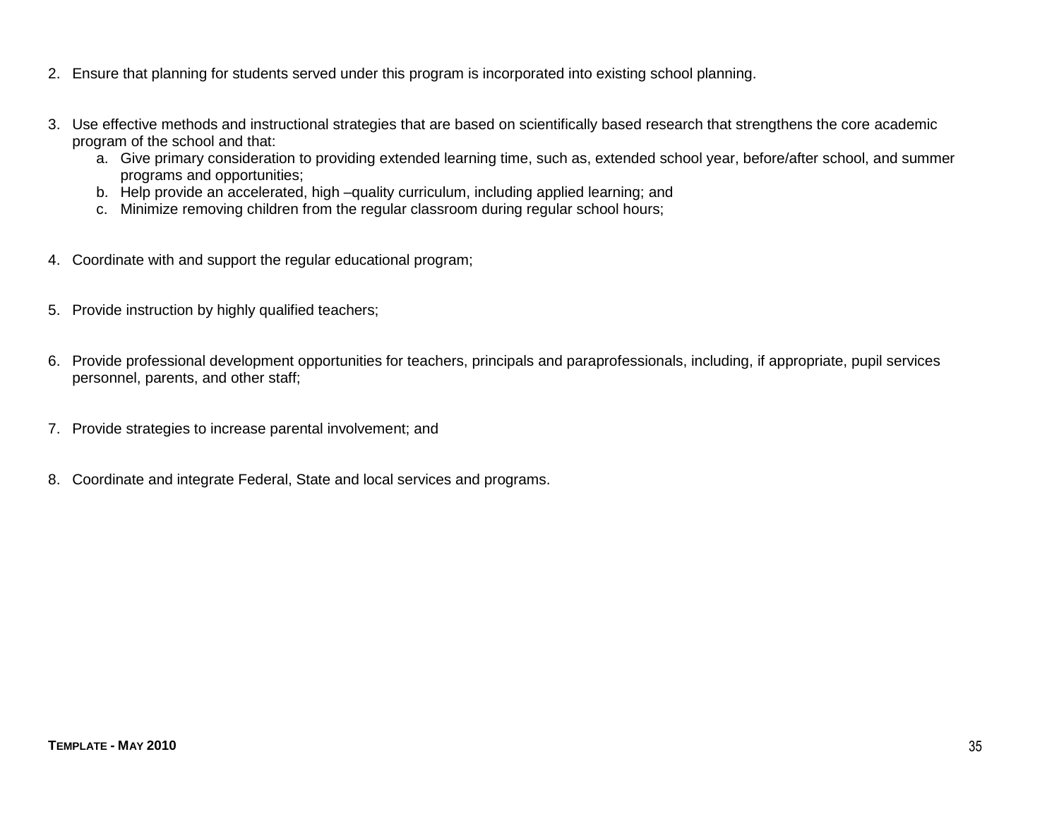2. Ensure that planning for students served under this program is incorporated into existing school planning.

3. Use effective methods and instructional strategies that are based on scientifically based research that strengthens the core academic program of the school and that:
   a. Give primary consideration to providing extended learning time, such as, extended school year, before/after school, and summer programs and opportunities;
   b. Help provide an accelerated, high –quality curriculum, including applied learning; and
   c. Minimize removing children from the regular classroom during regular school hours;

4. Coordinate with and support the regular educational program;

5. Provide instruction by highly qualified teachers;

6. Provide professional development opportunities for teachers, principals and paraprofessionals, including, if appropriate, pupil services personnel, parents, and other staff;

7. Provide strategies to increase parental involvement; and

8. Coordinate and integrate Federal, State and local services and programs.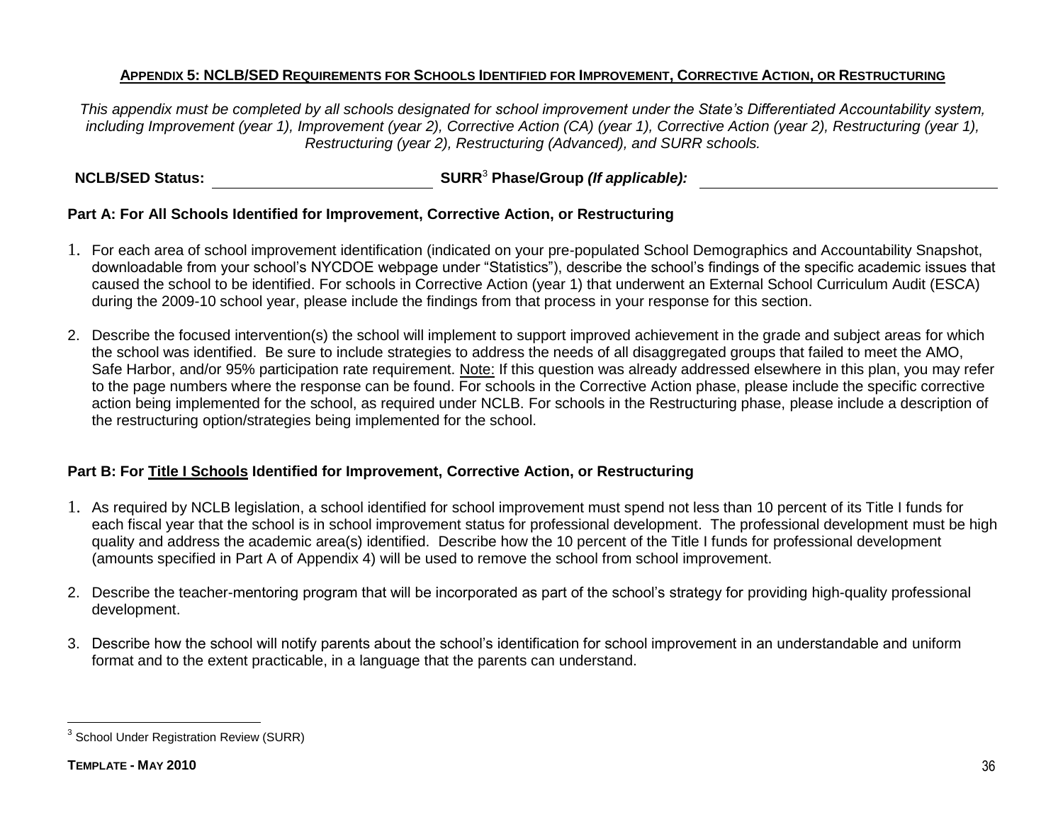## APPENDIX 5: NCLB/SED REQUIREMENTS FOR SCHOOLS IDENTIFIED FOR IMPROVEMENT, CORRECTIVE ACTION, OR RESTRUCTURING

*This appendix must be completed by all schools designated for school improvement under the State's Differentiated Accountability system, including Improvement (year 1), Improvement (year 2), Corrective Action (CA) (year 1), Corrective Action (year 2), Restructuring (year 1), Restructuring (year 2), Restructuring (Advanced), and SURR schools.*

**NCLB/SED Status:** ______________________ **SURR[3] Phase/Group *(If applicable):*** ______________________

### Part A: For All Schools Identified for Improvement, Corrective Action, or Restructuring

1. For each area of school improvement identification (indicated on your pre-populated School Demographics and Accountability Snapshot, downloadable from your school's NYCDOE webpage under "Statistics"), describe the school's findings of the specific academic issues that caused the school to be identified. For schools in Corrective Action (year 1) that underwent an External School Curriculum Audit (ESCA) during the 2009-10 school year, please include the findings from that process in your response for this section.

2. Describe the focused intervention(s) the school will implement to support improved achievement in the grade and subject areas for which the school was identified. Be sure to include strategies to address the needs of all disaggregated groups that failed to meet the AMO, Safe Harbor, and/or 95% participation rate requirement. Note: If this question was already addressed elsewhere in this plan, you may refer to the page numbers where the response can be found. For schools in the Corrective Action phase, please include the specific corrective action being implemented for the school, as required under NCLB. For schools in the Restructuring phase, please include a description of the restructuring option/strategies being implemented for the school.

### Part B: For Title I Schools Identified for Improvement, Corrective Action, or Restructuring

1. As required by NCLB legislation, a school identified for school improvement must spend not less than 10 percent of its Title I funds for each fiscal year that the school is in school improvement status for professional development. The professional development must be high quality and address the academic area(s) identified. Describe how the 10 percent of the Title I funds for professional development (amounts specified in Part A of Appendix 4) will be used to remove the school from school improvement.

2. Describe the teacher-mentoring program that will be incorporated as part of the school's strategy for providing high-quality professional development.

3. Describe how the school will notify parents about the school's identification for school improvement in an understandable and uniform format and to the extent practicable, in a language that the parents can understand.

---

[3] School Under Registration Review (SURR)

**TEMPLATE - MAY 2010**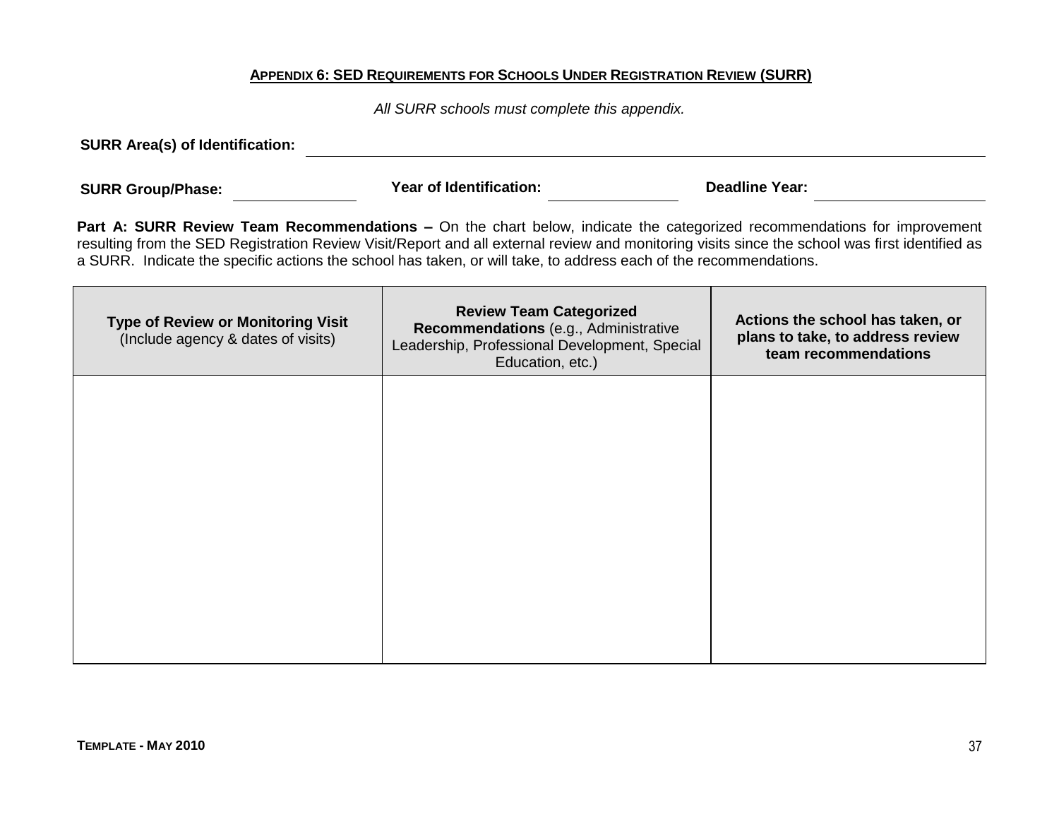## APPENDIX 6: SED REQUIREMENTS FOR SCHOOLS UNDER REGISTRATION REVIEW (SURR)

*All SURR schools must complete this appendix.*

**SURR Area(s) of Identification:** ____________________

**SURR Group/Phase:** __________ **Year of Identification:** __________ **Deadline Year:** __________

**Part A: SURR Review Team Recommendations –** On the chart below, indicate the categorized recommendations for improvement resulting from the SED Registration Review Visit/Report and all external review and monitoring visits since the school was first identified as a SURR. Indicate the specific actions the school has taken, or will take, to address each of the recommendations.

| **Type of Review or Monitoring Visit** (Include agency & dates of visits) | **Review Team Categorized Recommendations** (e.g., Administrative Leadership, Professional Development, Special Education, etc.) | **Actions the school has taken, or plans to take, to address review team recommendations** |
|---|---|---|
| | | |

**TEMPLATE - MAY 2010**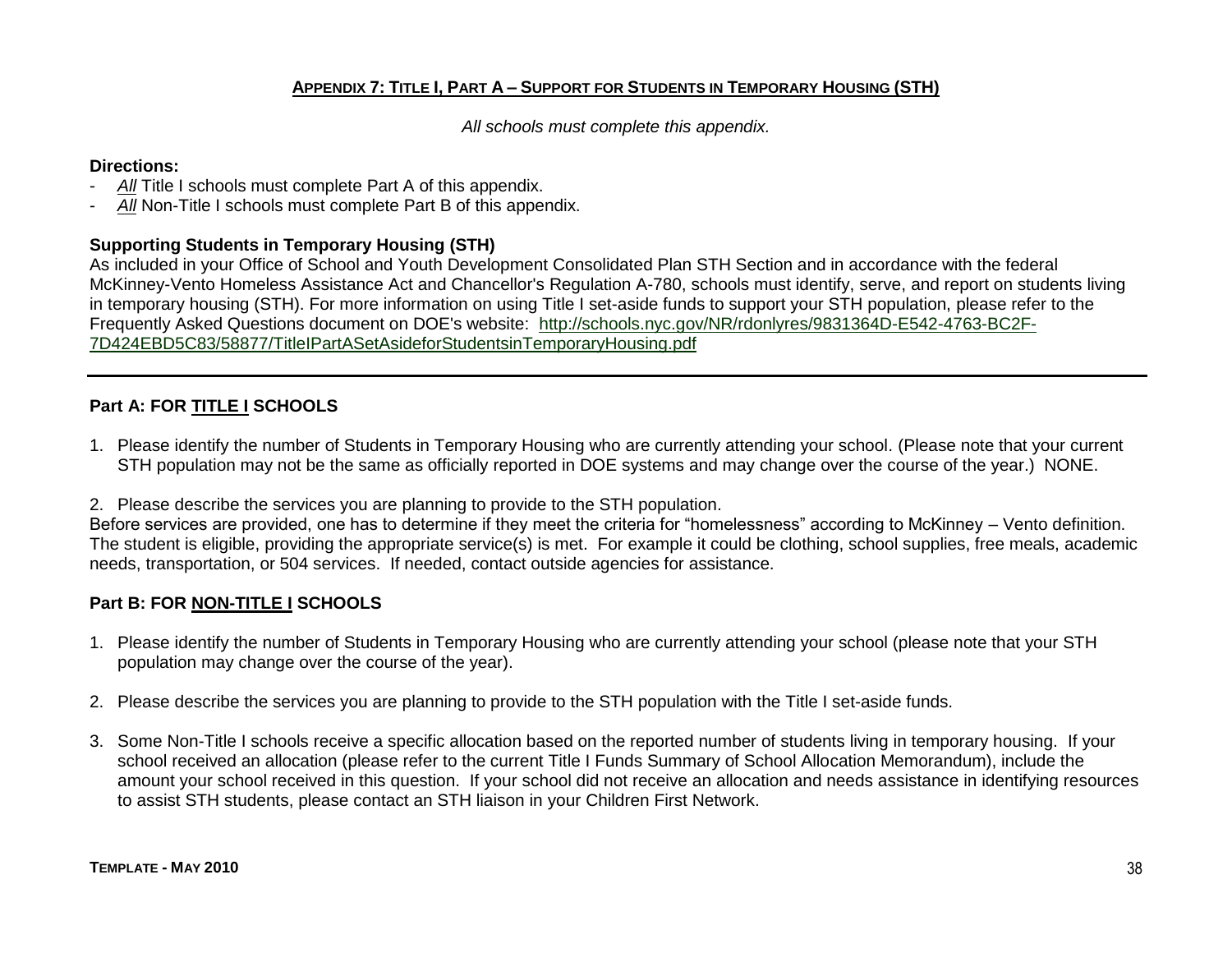## APPENDIX 7: TITLE I, PART A – SUPPORT FOR STUDENTS IN TEMPORARY HOUSING (STH)

*All schools must complete this appendix.*

**Directions:**

- *All* Title I schools must complete Part A of this appendix.
- *All* Non-Title I schools must complete Part B of this appendix.

**Supporting Students in Temporary Housing (STH)**

As included in your Office of School and Youth Development Consolidated Plan STH Section and in accordance with the federal McKinney-Vento Homeless Assistance Act and Chancellor's Regulation A-780, schools must identify, serve, and report on students living in temporary housing (STH). For more information on using Title I set-aside funds to support your STH population, please refer to the Frequently Asked Questions document on DOE's website: http://schools.nyc.gov/NR/rdonlyres/9831364D-E542-4763-BC2F-7D424EBD5C83/58877/TitleIPartASetAsideforStudentsinTemporaryHousing.pdf

---

### Part A: FOR TITLE I SCHOOLS

1. Please identify the number of Students in Temporary Housing who are currently attending your school. (Please note that your current STH population may not be the same as officially reported in DOE systems and may change over the course of the year.) NONE.

2. Please describe the services you are planning to provide to the STH population.

Before services are provided, one has to determine if they meet the criteria for "homelessness" according to McKinney – Vento definition. The student is eligible, providing the appropriate service(s) is met. For example it could be clothing, school supplies, free meals, academic needs, transportation, or 504 services. If needed, contact outside agencies for assistance.

### Part B: FOR NON-TITLE I SCHOOLS

1. Please identify the number of Students in Temporary Housing who are currently attending your school (please note that your STH population may change over the course of the year).

2. Please describe the services you are planning to provide to the STH population with the Title I set-aside funds.

3. Some Non-Title I schools receive a specific allocation based on the reported number of students living in temporary housing. If your school received an allocation (please refer to the current Title I Funds Summary of School Allocation Memorandum), include the amount your school received in this question. If your school did not receive an allocation and needs assistance in identifying resources to assist STH students, please contact an STH liaison in your Children First Network.

**TEMPLATE - MAY 2010**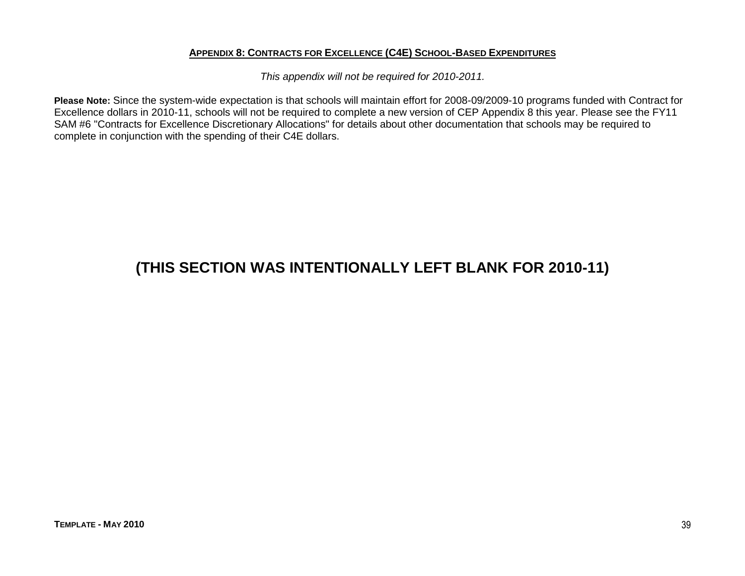## APPENDIX 8: CONTRACTS FOR EXCELLENCE (C4E) SCHOOL-BASED EXPENDITURES

*This appendix will not be required for 2010-2011.*

**Please Note:** Since the system-wide expectation is that schools will maintain effort for 2008-09/2009-10 programs funded with Contract for Excellence dollars in 2010-11, schools will not be required to complete a new version of CEP Appendix 8 this year. Please see the FY11 SAM #6 "Contracts for Excellence Discretionary Allocations" for details about other documentation that schools may be required to complete in conjunction with the spending of their C4E dollars.

**(THIS SECTION WAS INTENTIONALLY LEFT BLANK FOR 2010-11)**

**TEMPLATE - MAY 2010**